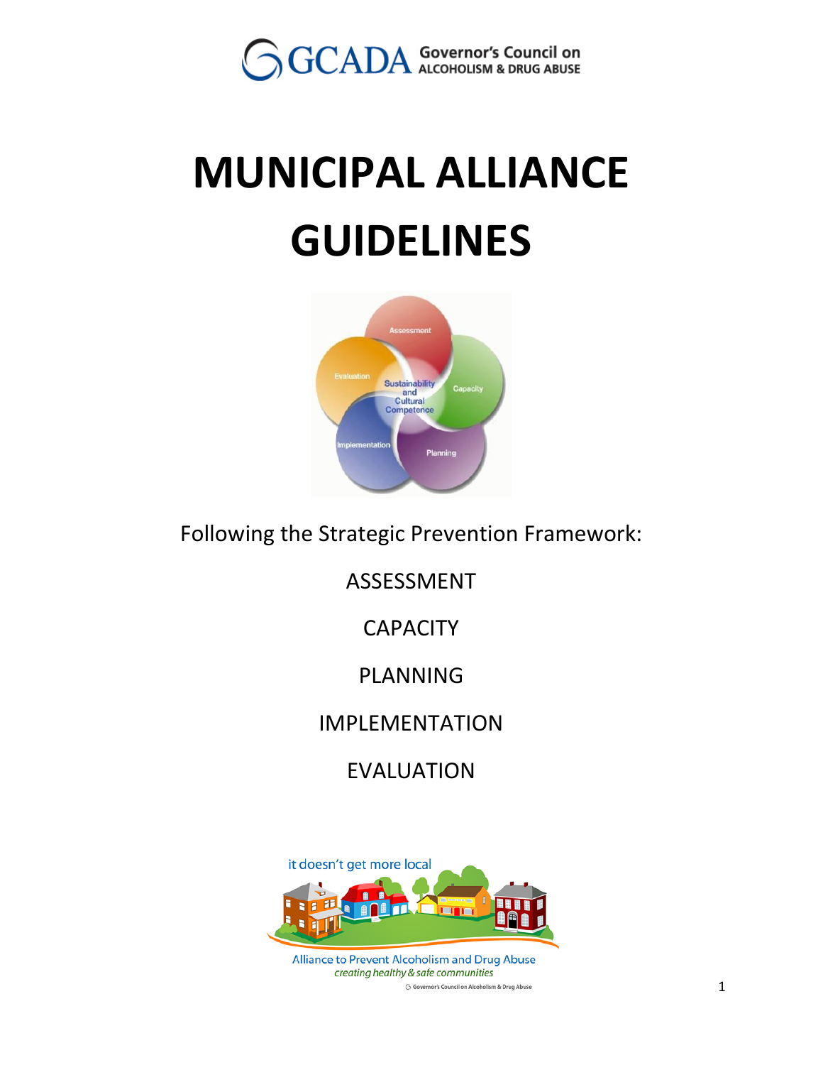GCADA Governor's Council on ALCOHOLISM & DRUG ABUSE

# MUNICIPAL ALLIANCE GUIDELINES

Following the Strategic Prevention Framework:

ASSESSMENT

CAPACITY

PLANNING

IMPLEMENTATION

EVALUATION

it doesn't get more local

Alliance to Prevent Alcoholism and Drug Abuse

*creating healthy & safe communities*

Governor's Council on Alcoholism & Drug Abuse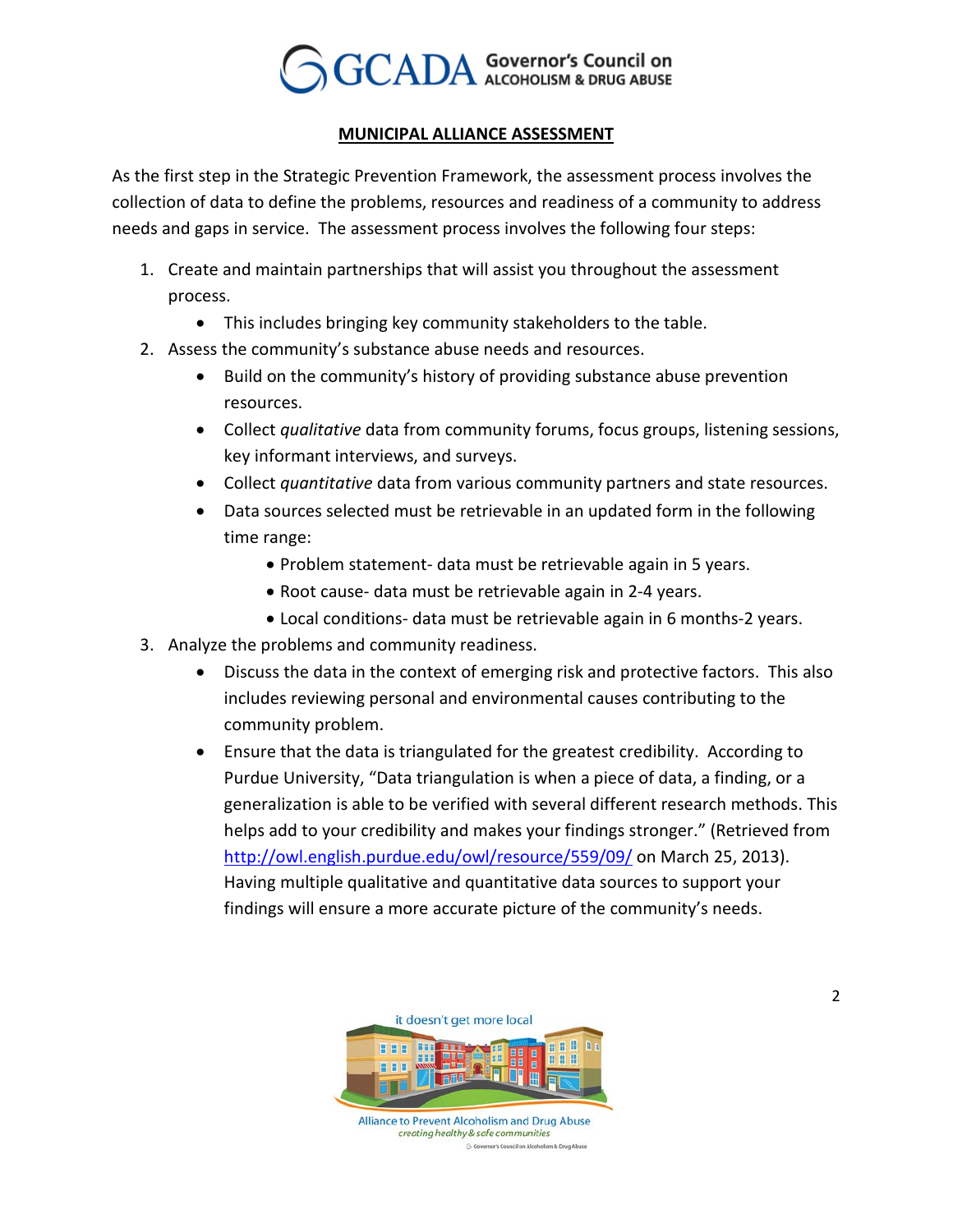## MUNICIPAL ALLIANCE ASSESSMENT

As the first step in the Strategic Prevention Framework, the assessment process involves the collection of data to define the problems, resources and readiness of a community to address needs and gaps in service. The assessment process involves the following four steps:

1. Create and maintain partnerships that will assist you throughout the assessment process.
   - This includes bringing key community stakeholders to the table.
2. Assess the community's substance abuse needs and resources.
   - Build on the community's history of providing substance abuse prevention resources.
   - Collect *qualitative* data from community forums, focus groups, listening sessions, key informant interviews, and surveys.
   - Collect *quantitative* data from various community partners and state resources.
   - Data sources selected must be retrievable in an updated form in the following time range:
     - Problem statement- data must be retrievable again in 5 years.
     - Root cause- data must be retrievable again in 2-4 years.
     - Local conditions- data must be retrievable again in 6 months-2 years.
3. Analyze the problems and community readiness.
   - Discuss the data in the context of emerging risk and protective factors. This also includes reviewing personal and environmental causes contributing to the community problem.
   - Ensure that the data is triangulated for the greatest credibility. According to Purdue University, "Data triangulation is when a piece of data, a finding, or a generalization is able to be verified with several different research methods. This helps add to your credibility and makes your findings stronger." (Retrieved from http://owl.english.purdue.edu/owl/resource/559/09/ on March 25, 2013). Having multiple qualitative and quantitative data sources to support your findings will ensure a more accurate picture of the community's needs.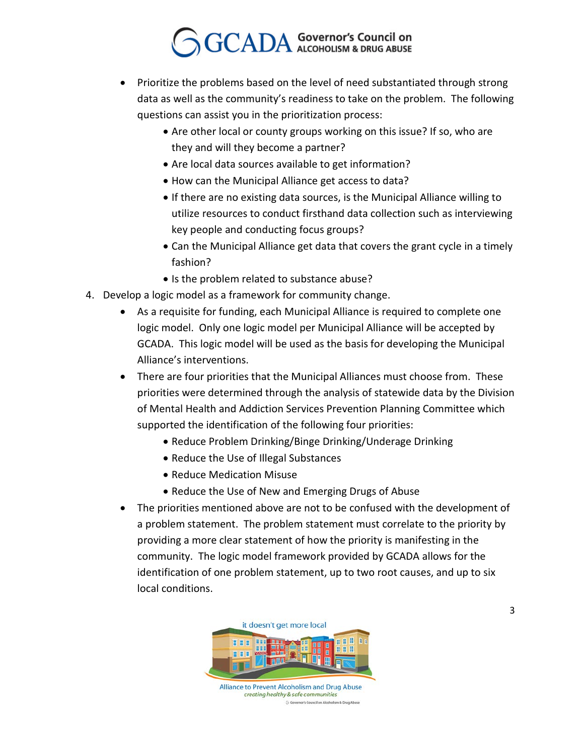- Prioritize the problems based on the level of need substantiated through strong data as well as the community's readiness to take on the problem. The following questions can assist you in the prioritization process:
  - Are other local or county groups working on this issue? If so, who are they and will they become a partner?
  - Are local data sources available to get information?
  - How can the Municipal Alliance get access to data?
  - If there are no existing data sources, is the Municipal Alliance willing to utilize resources to conduct firsthand data collection such as interviewing key people and conducting focus groups?
  - Can the Municipal Alliance get data that covers the grant cycle in a timely fashion?
  - Is the problem related to substance abuse?

4. Develop a logic model as a framework for community change.
   - As a requisite for funding, each Municipal Alliance is required to complete one logic model. Only one logic model per Municipal Alliance will be accepted by GCADA. This logic model will be used as the basis for developing the Municipal Alliance's interventions.
   - There are four priorities that the Municipal Alliances must choose from. These priorities were determined through the analysis of statewide data by the Division of Mental Health and Addiction Services Prevention Planning Committee which supported the identification of the following four priorities:
     - Reduce Problem Drinking/Binge Drinking/Underage Drinking
     - Reduce the Use of Illegal Substances
     - Reduce Medication Misuse
     - Reduce the Use of New and Emerging Drugs of Abuse
   - The priorities mentioned above are not to be confused with the development of a problem statement. The problem statement must correlate to the priority by providing a more clear statement of how the priority is manifesting in the community. The logic model framework provided by GCADA allows for the identification of one problem statement, up to two root causes, and up to six local conditions.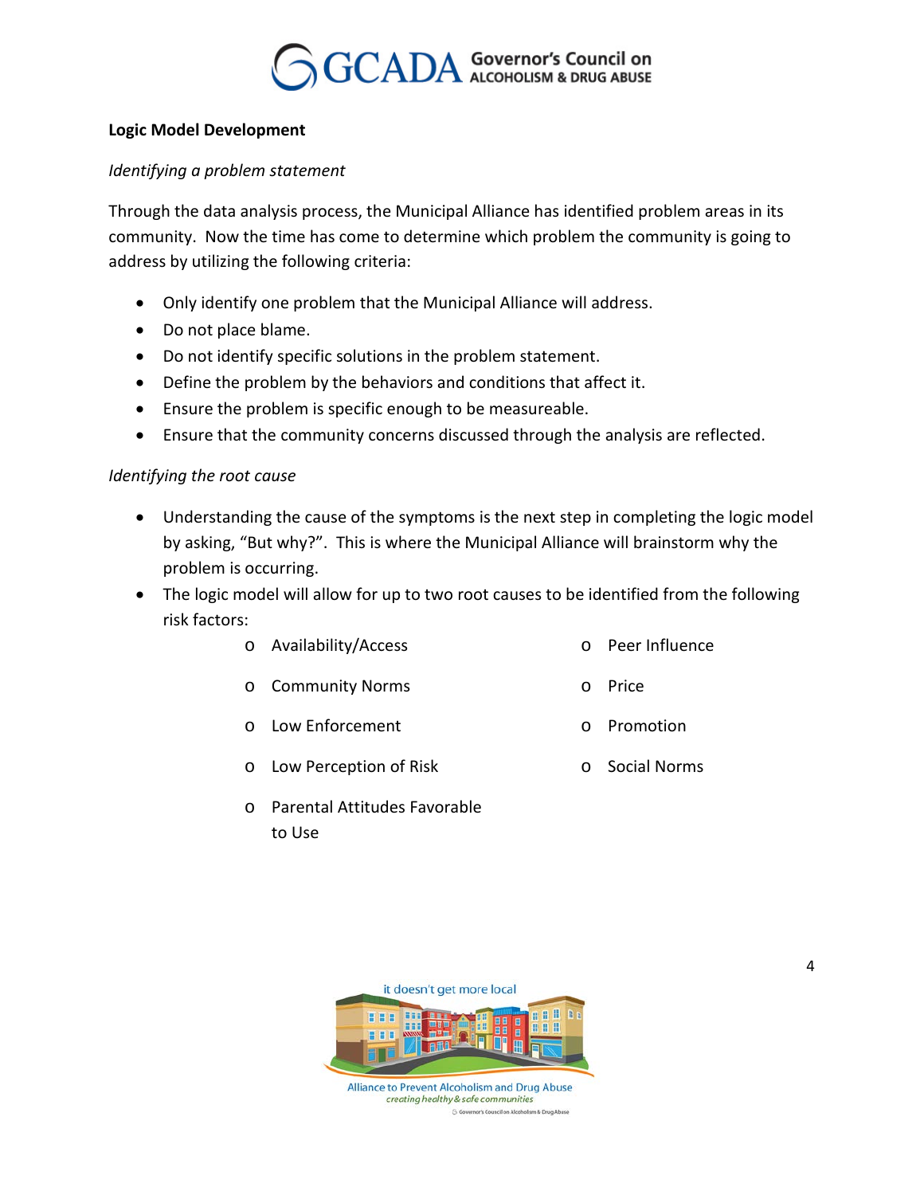**Logic Model Development**

*Identifying a problem statement*

Through the data analysis process, the Municipal Alliance has identified problem areas in its community. Now the time has come to determine which problem the community is going to address by utilizing the following criteria:

- Only identify one problem that the Municipal Alliance will address.
- Do not place blame.
- Do not identify specific solutions in the problem statement.
- Define the problem by the behaviors and conditions that affect it.
- Ensure the problem is specific enough to be measureable.
- Ensure that the community concerns discussed through the analysis are reflected.

*Identifying the root cause*

- Understanding the cause of the symptoms is the next step in completing the logic model by asking, "But why?". This is where the Municipal Alliance will brainstorm why the problem is occurring.
- The logic model will allow for up to two root causes to be identified from the following risk factors:
  - Availability/Access
  - Community Norms
  - Low Enforcement
  - Low Perception of Risk
  - Parental Attitudes Favorable to Use
  - Peer Influence
  - Price
  - Promotion
  - Social Norms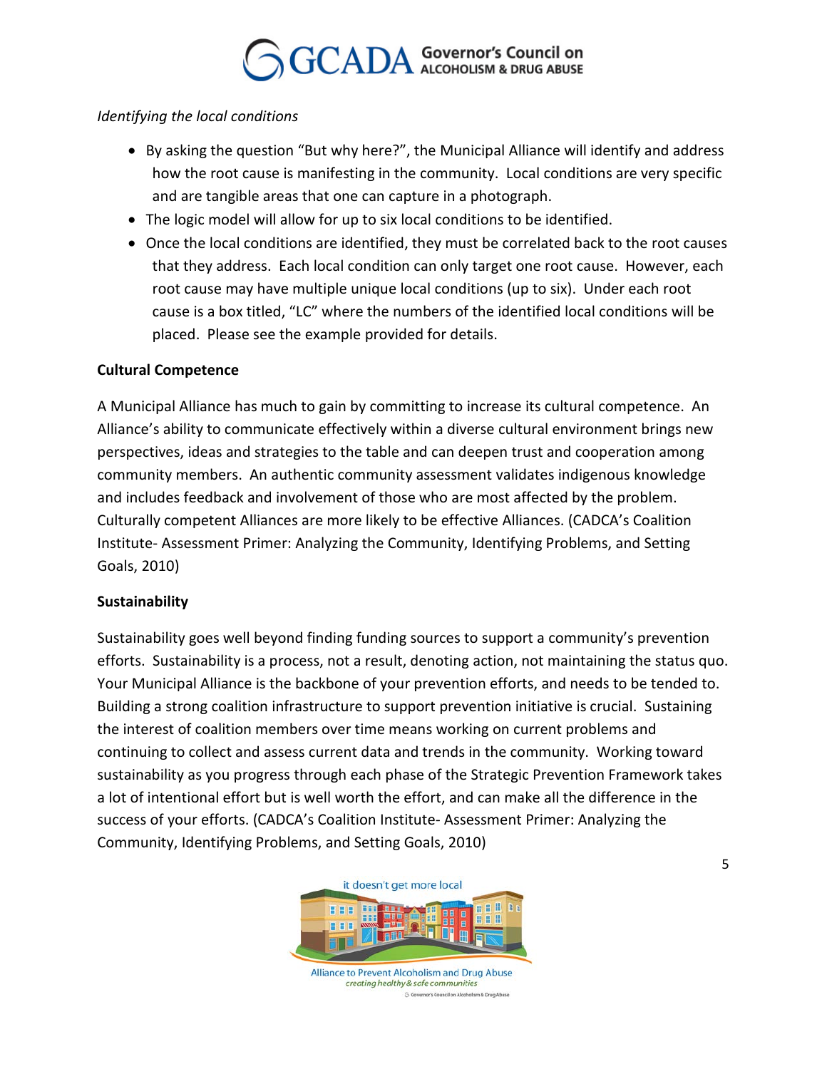*Identifying the local conditions*

- By asking the question "But why here?", the Municipal Alliance will identify and address how the root cause is manifesting in the community. Local conditions are very specific and are tangible areas that one can capture in a photograph.
- The logic model will allow for up to six local conditions to be identified.
- Once the local conditions are identified, they must be correlated back to the root causes that they address. Each local condition can only target one root cause. However, each root cause may have multiple unique local conditions (up to six). Under each root cause is a box titled, "LC" where the numbers of the identified local conditions will be placed. Please see the example provided for details.

**Cultural Competence**

A Municipal Alliance has much to gain by committing to increase its cultural competence. An Alliance's ability to communicate effectively within a diverse cultural environment brings new perspectives, ideas and strategies to the table and can deepen trust and cooperation among community members. An authentic community assessment validates indigenous knowledge and includes feedback and involvement of those who are most affected by the problem. Culturally competent Alliances are more likely to be effective Alliances. (CADCA's Coalition Institute- Assessment Primer: Analyzing the Community, Identifying Problems, and Setting Goals, 2010)

**Sustainability**

Sustainability goes well beyond finding funding sources to support a community's prevention efforts. Sustainability is a process, not a result, denoting action, not maintaining the status quo. Your Municipal Alliance is the backbone of your prevention efforts, and needs to be tended to. Building a strong coalition infrastructure to support prevention initiative is crucial. Sustaining the interest of coalition members over time means working on current problems and continuing to collect and assess current data and trends in the community. Working toward sustainability as you progress through each phase of the Strategic Prevention Framework takes a lot of intentional effort but is well worth the effort, and can make all the difference in the success of your efforts. (CADCA's Coalition Institute- Assessment Primer: Analyzing the Community, Identifying Problems, and Setting Goals, 2010)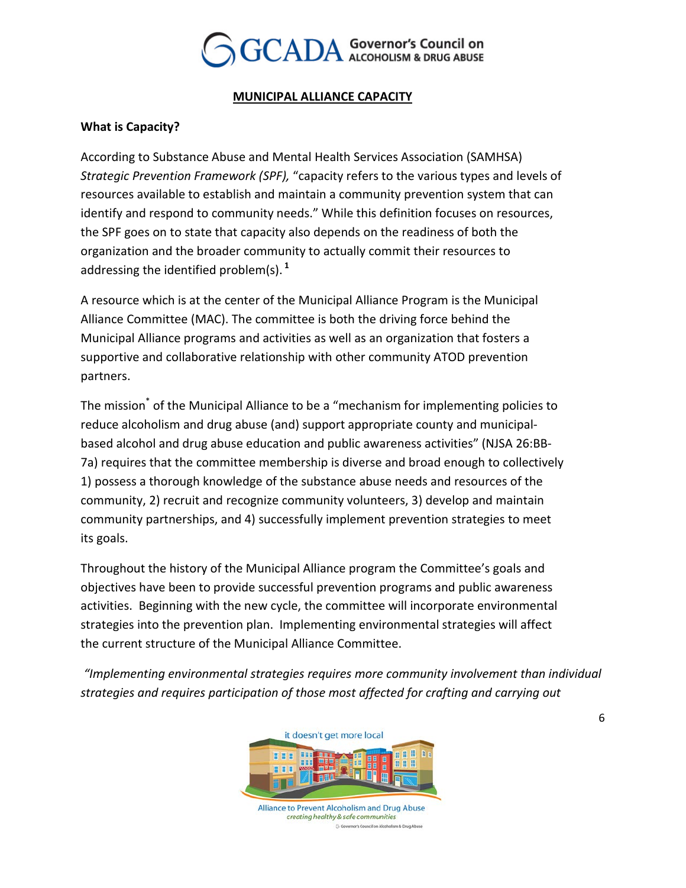## MUNICIPAL ALLIANCE CAPACITY

**What is Capacity?**

According to Substance Abuse and Mental Health Services Association (SAMHSA) *Strategic Prevention Framework (SPF),* "capacity refers to the various types and levels of resources available to establish and maintain a community prevention system that can identify and respond to community needs." While this definition focuses on resources, the SPF goes on to state that capacity also depends on the readiness of both the organization and the broader community to actually commit their resources to addressing the identified problem(s).[1]

A resource which is at the center of the Municipal Alliance Program is the Municipal Alliance Committee (MAC). The committee is both the driving force behind the Municipal Alliance programs and activities as well as an organization that fosters a supportive and collaborative relationship with other community ATOD prevention partners.

The mission[*] of the Municipal Alliance to be a "mechanism for implementing policies to reduce alcoholism and drug abuse (and) support appropriate county and municipal-based alcohol and drug abuse education and public awareness activities" (NJSA 26:BB-7a) requires that the committee membership is diverse and broad enough to collectively 1) possess a thorough knowledge of the substance abuse needs and resources of the community, 2) recruit and recognize community volunteers, 3) develop and maintain community partnerships, and 4) successfully implement prevention strategies to meet its goals.

Throughout the history of the Municipal Alliance program the Committee's goals and objectives have been to provide successful prevention programs and public awareness activities. Beginning with the new cycle, the committee will incorporate environmental strategies into the prevention plan. Implementing environmental strategies will affect the current structure of the Municipal Alliance Committee.

*"Implementing environmental strategies requires more community involvement than individual strategies and requires participation of those most affected for crafting and carrying out*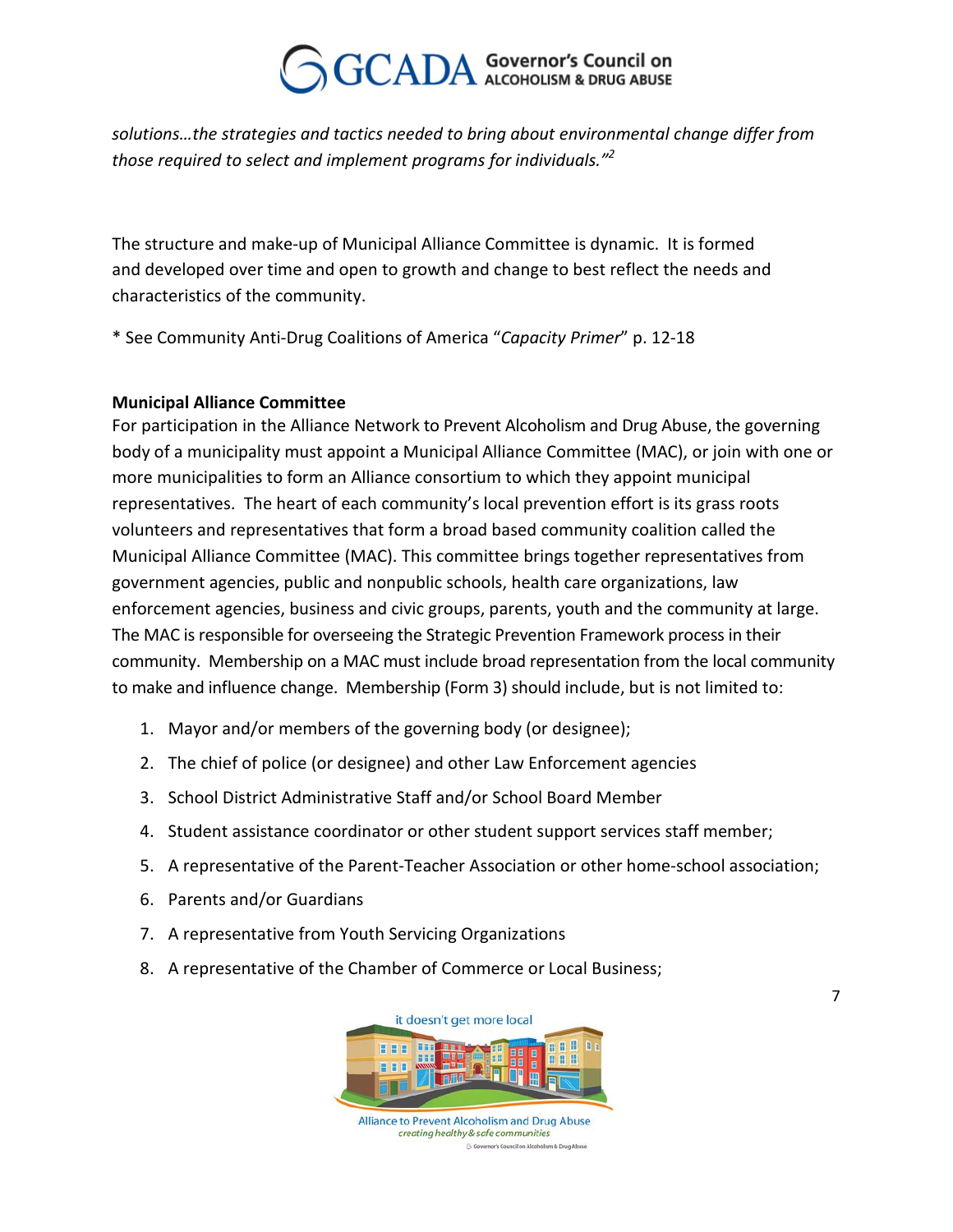*solutions…the strategies and tactics needed to bring about environmental change differ from those required to select and implement programs for individuals."*[2]

The structure and make-up of Municipal Alliance Committee is dynamic. It is formed and developed over time and open to growth and change to best reflect the needs and characteristics of the community.

* See Community Anti-Drug Coalitions of America "*Capacity Primer*" p. 12-18

**Municipal Alliance Committee**

For participation in the Alliance Network to Prevent Alcoholism and Drug Abuse, the governing body of a municipality must appoint a Municipal Alliance Committee (MAC), or join with one or more municipalities to form an Alliance consortium to which they appoint municipal representatives. The heart of each community's local prevention effort is its grass roots volunteers and representatives that form a broad based community coalition called the Municipal Alliance Committee (MAC). This committee brings together representatives from government agencies, public and nonpublic schools, health care organizations, law enforcement agencies, business and civic groups, parents, youth and the community at large. The MAC is responsible for overseeing the Strategic Prevention Framework process in their community. Membership on a MAC must include broad representation from the local community to make and influence change. Membership (Form 3) should include, but is not limited to:

1. Mayor and/or members of the governing body (or designee);
2. The chief of police (or designee) and other Law Enforcement agencies
3. School District Administrative Staff and/or School Board Member
4. Student assistance coordinator or other student support services staff member;
5. A representative of the Parent-Teacher Association or other home-school association;
6. Parents and/or Guardians
7. A representative from Youth Servicing Organizations
8. A representative of the Chamber of Commerce or Local Business;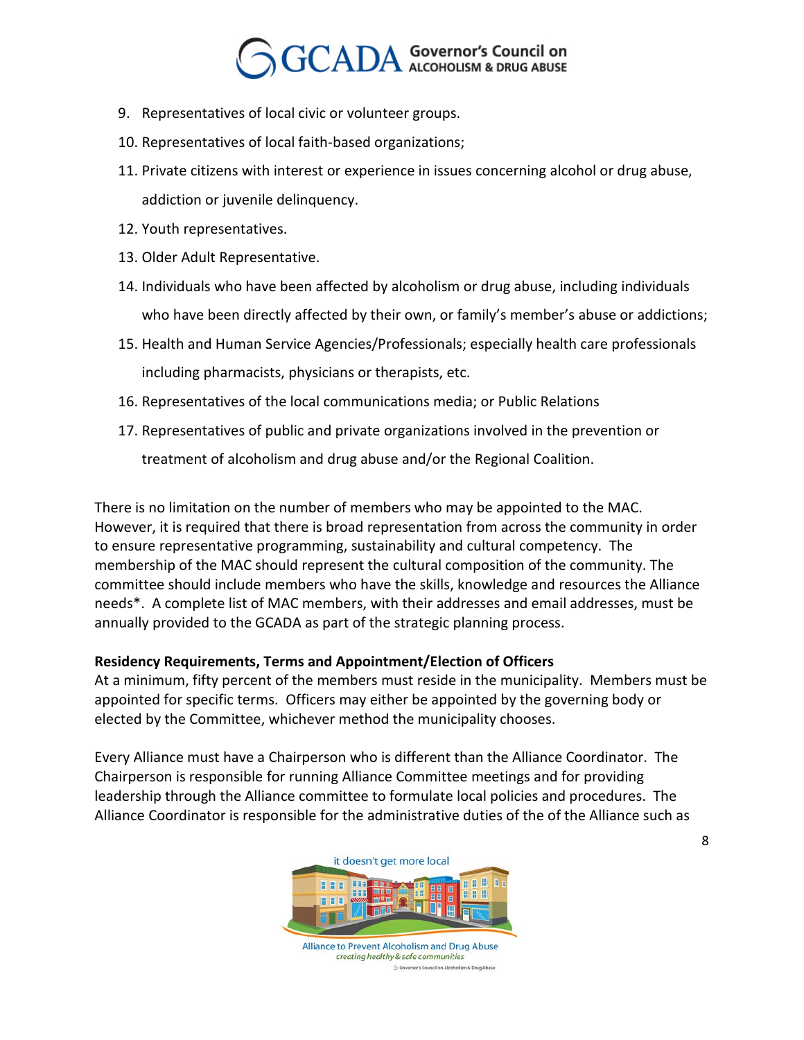9. Representatives of local civic or volunteer groups.
10. Representatives of local faith-based organizations;
11. Private citizens with interest or experience in issues concerning alcohol or drug abuse, addiction or juvenile delinquency.
12. Youth representatives.
13. Older Adult Representative.
14. Individuals who have been affected by alcoholism or drug abuse, including individuals who have been directly affected by their own, or family's member's abuse or addictions;
15. Health and Human Service Agencies/Professionals; especially health care professionals including pharmacists, physicians or therapists, etc.
16. Representatives of the local communications media; or Public Relations
17. Representatives of public and private organizations involved in the prevention or treatment of alcoholism and drug abuse and/or the Regional Coalition.

There is no limitation on the number of members who may be appointed to the MAC. However, it is required that there is broad representation from across the community in order to ensure representative programming, sustainability and cultural competency. The membership of the MAC should represent the cultural composition of the community. The committee should include members who have the skills, knowledge and resources the Alliance needs*. A complete list of MAC members, with their addresses and email addresses, must be annually provided to the GCADA as part of the strategic planning process.

**Residency Requirements, Terms and Appointment/Election of Officers**

At a minimum, fifty percent of the members must reside in the municipality. Members must be appointed for specific terms. Officers may either be appointed by the governing body or elected by the Committee, whichever method the municipality chooses.

Every Alliance must have a Chairperson who is different than the Alliance Coordinator. The Chairperson is responsible for running Alliance Committee meetings and for providing leadership through the Alliance committee to formulate local policies and procedures. The Alliance Coordinator is responsible for the administrative duties of the of the Alliance such as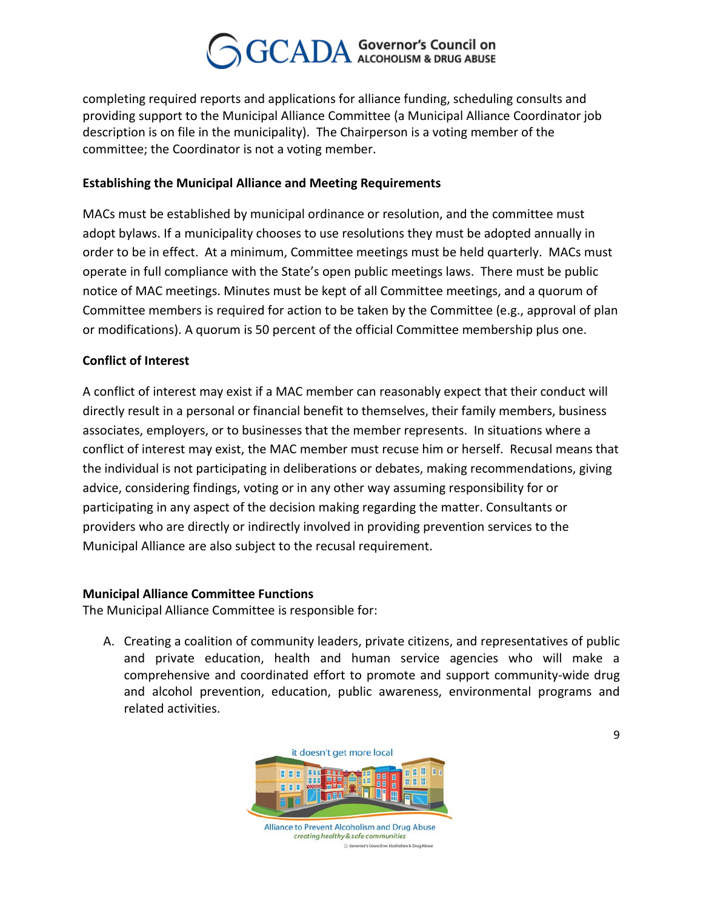completing required reports and applications for alliance funding, scheduling consults and providing support to the Municipal Alliance Committee (a Municipal Alliance Coordinator job description is on file in the municipality). The Chairperson is a voting member of the committee; the Coordinator is not a voting member.

**Establishing the Municipal Alliance and Meeting Requirements**

MACs must be established by municipal ordinance or resolution, and the committee must adopt bylaws. If a municipality chooses to use resolutions they must be adopted annually in order to be in effect. At a minimum, Committee meetings must be held quarterly. MACs must operate in full compliance with the State's open public meetings laws. There must be public notice of MAC meetings. Minutes must be kept of all Committee meetings, and a quorum of Committee members is required for action to be taken by the Committee (e.g., approval of plan or modifications). A quorum is 50 percent of the official Committee membership plus one.

**Conflict of Interest**

A conflict of interest may exist if a MAC member can reasonably expect that their conduct will directly result in a personal or financial benefit to themselves, their family members, business associates, employers, or to businesses that the member represents. In situations where a conflict of interest may exist, the MAC member must recuse him or herself. Recusal means that the individual is not participating in deliberations or debates, making recommendations, giving advice, considering findings, voting or in any other way assuming responsibility for or participating in any aspect of the decision making regarding the matter. Consultants or providers who are directly or indirectly involved in providing prevention services to the Municipal Alliance are also subject to the recusal requirement.

**Municipal Alliance Committee Functions**

The Municipal Alliance Committee is responsible for:

A. Creating a coalition of community leaders, private citizens, and representatives of public and private education, health and human service agencies who will make a comprehensive and coordinated effort to promote and support community-wide drug and alcohol prevention, education, public awareness, environmental programs and related activities.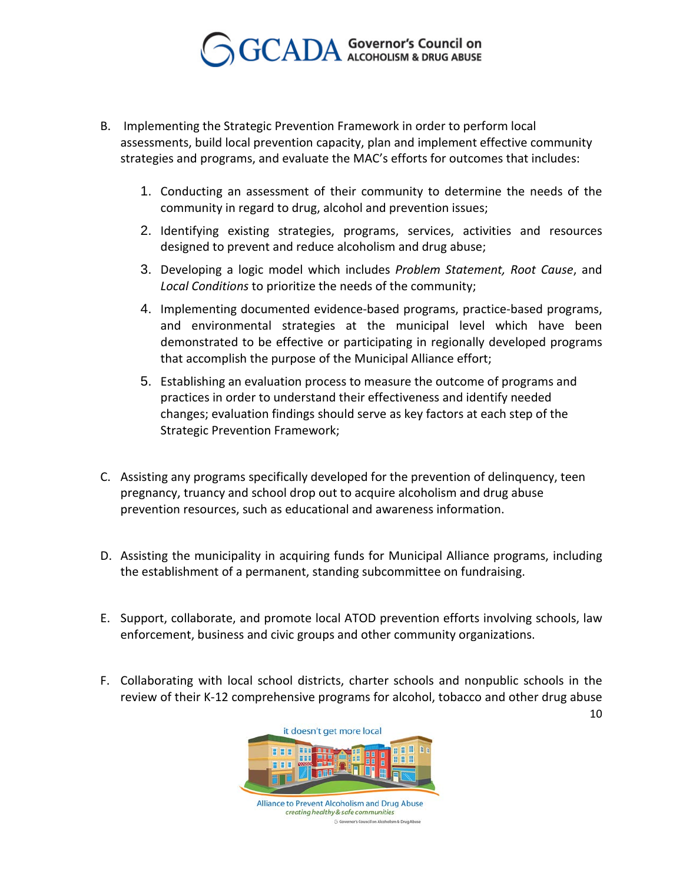B. Implementing the Strategic Prevention Framework in order to perform local assessments, build local prevention capacity, plan and implement effective community strategies and programs, and evaluate the MAC's efforts for outcomes that includes:

   1. Conducting an assessment of their community to determine the needs of the community in regard to drug, alcohol and prevention issues;
   2. Identifying existing strategies, programs, services, activities and resources designed to prevent and reduce alcoholism and drug abuse;
   3. Developing a logic model which includes *Problem Statement, Root Cause*, and *Local Conditions* to prioritize the needs of the community;
   4. Implementing documented evidence-based programs, practice-based programs, and environmental strategies at the municipal level which have been demonstrated to be effective or participating in regionally developed programs that accomplish the purpose of the Municipal Alliance effort;
   5. Establishing an evaluation process to measure the outcome of programs and practices in order to understand their effectiveness and identify needed changes; evaluation findings should serve as key factors at each step of the Strategic Prevention Framework;

C. Assisting any programs specifically developed for the prevention of delinquency, teen pregnancy, truancy and school drop out to acquire alcoholism and drug abuse prevention resources, such as educational and awareness information.

D. Assisting the municipality in acquiring funds for Municipal Alliance programs, including the establishment of a permanent, standing subcommittee on fundraising.

E. Support, collaborate, and promote local ATOD prevention efforts involving schools, law enforcement, business and civic groups and other community organizations.

F. Collaborating with local school districts, charter schools and nonpublic schools in the review of their K-12 comprehensive programs for alcohol, tobacco and other drug abuse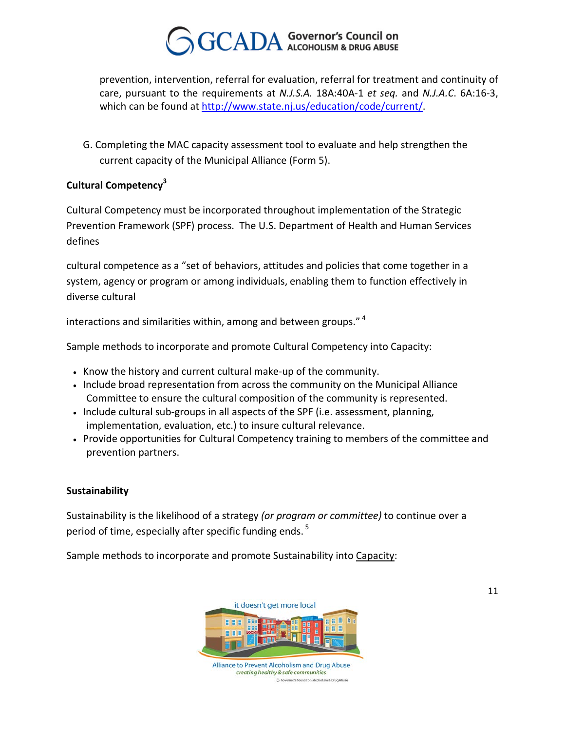prevention, intervention, referral for evaluation, referral for treatment and continuity of care, pursuant to the requirements at *N.J.S.A.* 18A:40A-1 *et seq.* and *N.J.A.C.* 6A:16-3, which can be found at http://www.state.nj.us/education/code/current/.

G. Completing the MAC capacity assessment tool to evaluate and help strengthen the current capacity of the Municipal Alliance (Form 5).

**Cultural Competency**[3]

Cultural Competency must be incorporated throughout implementation of the Strategic Prevention Framework (SPF) process. The U.S. Department of Health and Human Services defines

cultural competence as a "set of behaviors, attitudes and policies that come together in a system, agency or program or among individuals, enabling them to function effectively in diverse cultural

interactions and similarities within, among and between groups." [4]

Sample methods to incorporate and promote Cultural Competency into Capacity:

- Know the history and current cultural make-up of the community.
- Include broad representation from across the community on the Municipal Alliance Committee to ensure the cultural composition of the community is represented.
- Include cultural sub-groups in all aspects of the SPF (i.e. assessment, planning, implementation, evaluation, etc.) to insure cultural relevance.
- Provide opportunities for Cultural Competency training to members of the committee and prevention partners.

**Sustainability**

Sustainability is the likelihood of a strategy *(or program or committee)* to continue over a period of time, especially after specific funding ends. [5]

Sample methods to incorporate and promote Sustainability into Capacity: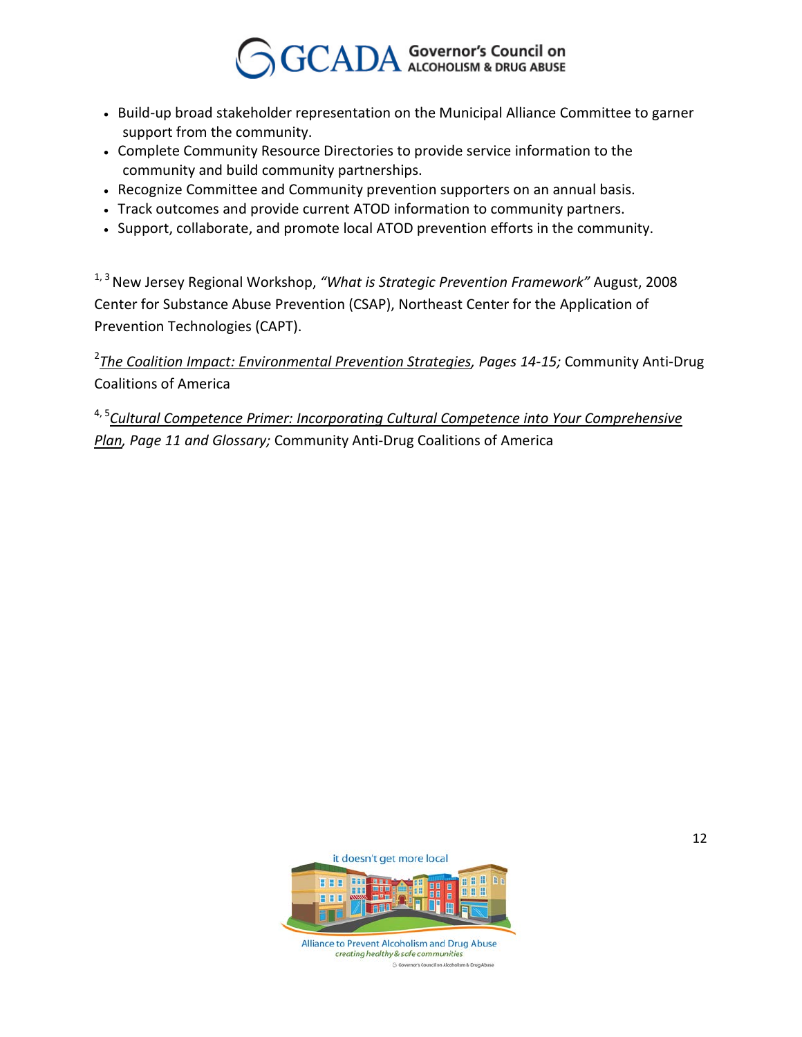- Build-up broad stakeholder representation on the Municipal Alliance Committee to garner support from the community.
- Complete Community Resource Directories to provide service information to the community and build community partnerships.
- Recognize Committee and Community prevention supporters on an annual basis.
- Track outcomes and provide current ATOD information to community partners.
- Support, collaborate, and promote local ATOD prevention efforts in the community.

[1, 3] New Jersey Regional Workshop, *"What is Strategic Prevention Framework"* August, 2008 Center for Substance Abuse Prevention (CSAP), Northeast Center for the Application of Prevention Technologies (CAPT).

[2] *The Coalition Impact: Environmental Prevention Strategies, Pages 14-15;* Community Anti-Drug Coalitions of America

[4, 5] *Cultural Competence Primer: Incorporating Cultural Competence into Your Comprehensive Plan, Page 11 and Glossary;* Community Anti-Drug Coalitions of America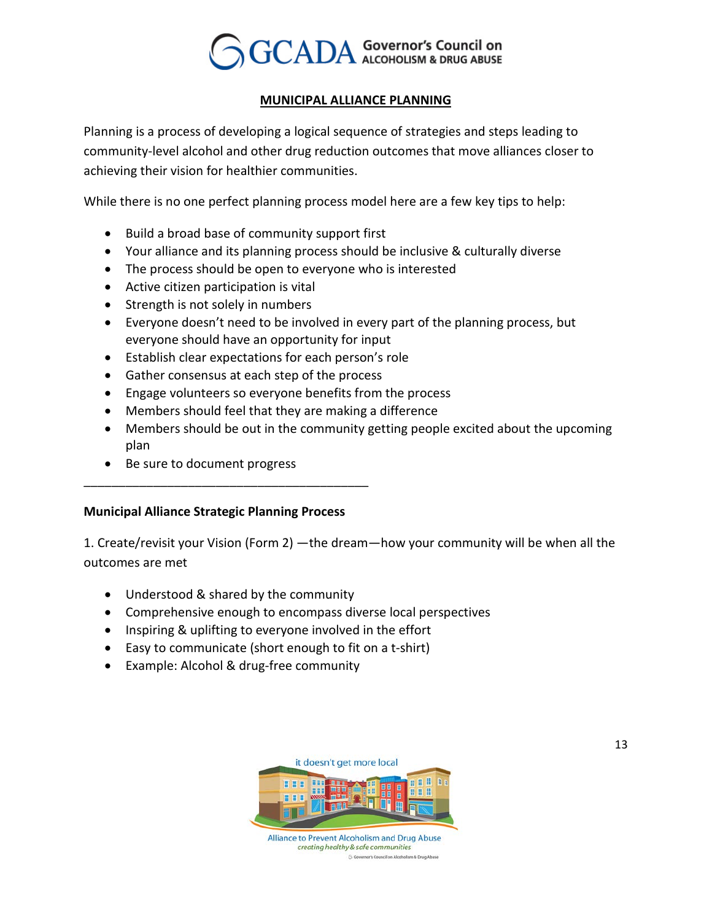# MUNICIPAL ALLIANCE PLANNING

Planning is a process of developing a logical sequence of strategies and steps leading to community-level alcohol and other drug reduction outcomes that move alliances closer to achieving their vision for healthier communities.

While there is no one perfect planning process model here are a few key tips to help:

- Build a broad base of community support first
- Your alliance and its planning process should be inclusive & culturally diverse
- The process should be open to everyone who is interested
- Active citizen participation is vital
- Strength is not solely in numbers
- Everyone doesn't need to be involved in every part of the planning process, but everyone should have an opportunity for input
- Establish clear expectations for each person's role
- Gather consensus at each step of the process
- Engage volunteers so everyone benefits from the process
- Members should feel that they are making a difference
- Members should be out in the community getting people excited about the upcoming plan
- Be sure to document progress

---

**Municipal Alliance Strategic Planning Process**

1. Create/revisit your Vision (Form 2) —the dream—how your community will be when all the outcomes are met

- Understood & shared by the community
- Comprehensive enough to encompass diverse local perspectives
- Inspiring & uplifting to everyone involved in the effort
- Easy to communicate (short enough to fit on a t-shirt)
- Example: Alcohol & drug-free community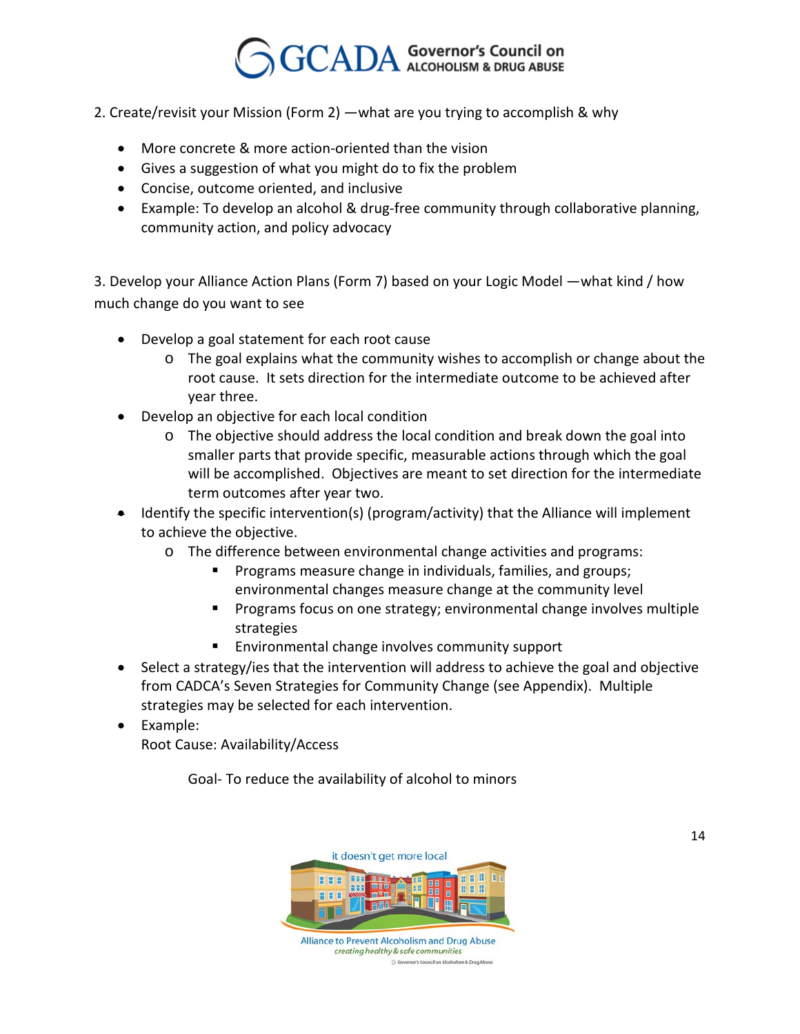2. Create/revisit your Mission (Form 2) —what are you trying to accomplish & why

- More concrete & more action-oriented than the vision
- Gives a suggestion of what you might do to fix the problem
- Concise, outcome oriented, and inclusive
- Example: To develop an alcohol & drug-free community through collaborative planning, community action, and policy advocacy

3. Develop your Alliance Action Plans (Form 7) based on your Logic Model —what kind / how much change do you want to see

- Develop a goal statement for each root cause
    - The goal explains what the community wishes to accomplish or change about the root cause. It sets direction for the intermediate outcome to be achieved after year three.
- Develop an objective for each local condition
    - The objective should address the local condition and break down the goal into smaller parts that provide specific, measurable actions through which the goal will be accomplished. Objectives are meant to set direction for the intermediate term outcomes after year two.
- Identify the specific intervention(s) (program/activity) that the Alliance will implement to achieve the objective.
    - The difference between environmental change activities and programs:
        - Programs measure change in individuals, families, and groups; environmental changes measure change at the community level
        - Programs focus on one strategy; environmental change involves multiple strategies
        - Environmental change involves community support
- Select a strategy/ies that the intervention will address to achieve the goal and objective from CADCA's Seven Strategies for Community Change (see Appendix). Multiple strategies may be selected for each intervention.
- Example:
  Root Cause: Availability/Access

    Goal- To reduce the availability of alcohol to minors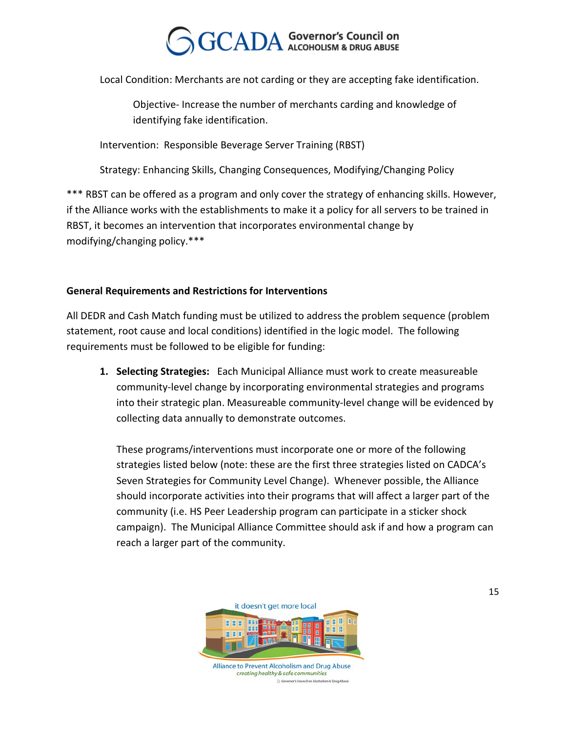Local Condition: Merchants are not carding or they are accepting fake identification.

Objective- Increase the number of merchants carding and knowledge of identifying fake identification.

Intervention: Responsible Beverage Server Training (RBST)

Strategy: Enhancing Skills, Changing Consequences, Modifying/Changing Policy

*** RBST can be offered as a program and only cover the strategy of enhancing skills. However, if the Alliance works with the establishments to make it a policy for all servers to be trained in RBST, it becomes an intervention that incorporates environmental change by modifying/changing policy.***

**General Requirements and Restrictions for Interventions**

All DEDR and Cash Match funding must be utilized to address the problem sequence (problem statement, root cause and local conditions) identified in the logic model. The following requirements must be followed to be eligible for funding:

1. **Selecting Strategies:** Each Municipal Alliance must work to create measureable community-level change by incorporating environmental strategies and programs into their strategic plan. Measureable community-level change will be evidenced by collecting data annually to demonstrate outcomes.

   These programs/interventions must incorporate one or more of the following strategies listed below (note: these are the first three strategies listed on CADCA's Seven Strategies for Community Level Change). Whenever possible, the Alliance should incorporate activities into their programs that will affect a larger part of the community (i.e. HS Peer Leadership program can participate in a sticker shock campaign). The Municipal Alliance Committee should ask if and how a program can reach a larger part of the community.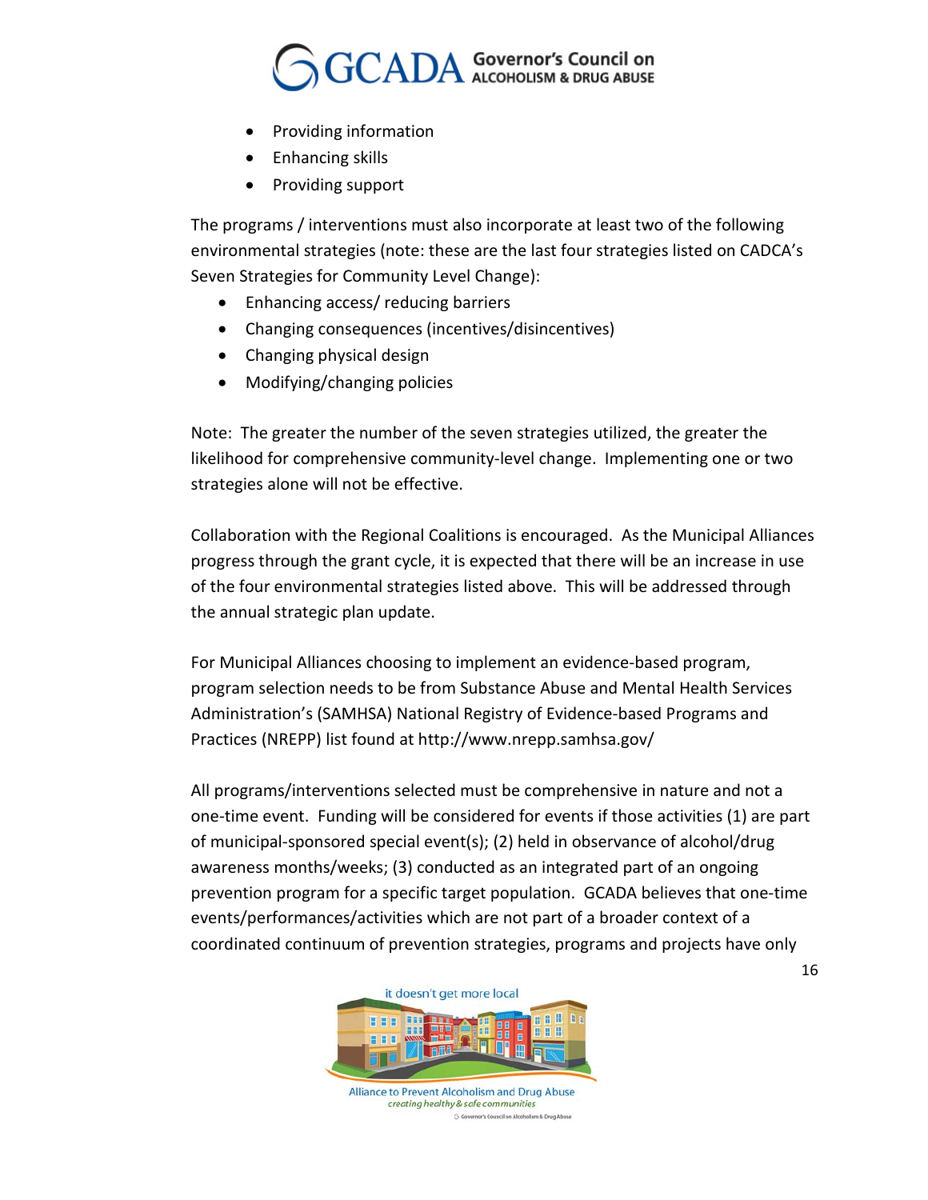- Providing information
- Enhancing skills
- Providing support

The programs / interventions must also incorporate at least two of the following environmental strategies (note: these are the last four strategies listed on CADCA's Seven Strategies for Community Level Change):

- Enhancing access/ reducing barriers
- Changing consequences (incentives/disincentives)
- Changing physical design
- Modifying/changing policies

Note: The greater the number of the seven strategies utilized, the greater the likelihood for comprehensive community-level change. Implementing one or two strategies alone will not be effective.

Collaboration with the Regional Coalitions is encouraged. As the Municipal Alliances progress through the grant cycle, it is expected that there will be an increase in use of the four environmental strategies listed above. This will be addressed through the annual strategic plan update.

For Municipal Alliances choosing to implement an evidence-based program, program selection needs to be from Substance Abuse and Mental Health Services Administration's (SAMHSA) National Registry of Evidence-based Programs and Practices (NREPP) list found at http://www.nrepp.samhsa.gov/

All programs/interventions selected must be comprehensive in nature and not a one-time event. Funding will be considered for events if those activities (1) are part of municipal-sponsored special event(s); (2) held in observance of alcohol/drug awareness months/weeks; (3) conducted as an integrated part of an ongoing prevention program for a specific target population. GCADA believes that one-time events/performances/activities which are not part of a broader context of a coordinated continuum of prevention strategies, programs and projects have only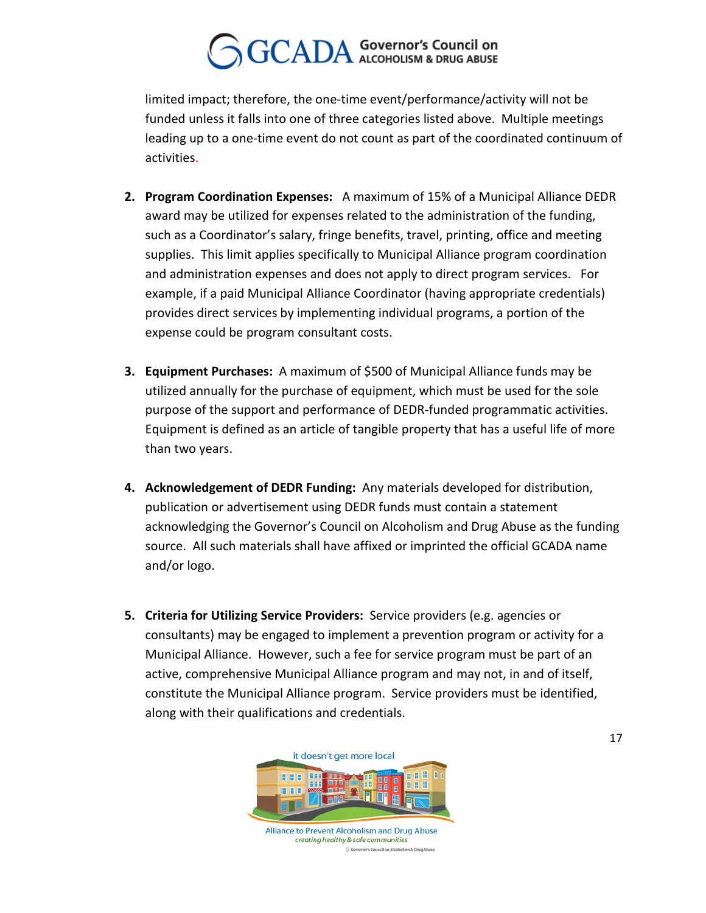limited impact; therefore, the one-time event/performance/activity will not be funded unless it falls into one of three categories listed above. Multiple meetings leading up to a one-time event do not count as part of the coordinated continuum of activities.

2. **Program Coordination Expenses:** A maximum of 15% of a Municipal Alliance DEDR award may be utilized for expenses related to the administration of the funding, such as a Coordinator's salary, fringe benefits, travel, printing, office and meeting supplies. This limit applies specifically to Municipal Alliance program coordination and administration expenses and does not apply to direct program services. For example, if a paid Municipal Alliance Coordinator (having appropriate credentials) provides direct services by implementing individual programs, a portion of the expense could be program consultant costs.

3. **Equipment Purchases:** A maximum of $500 of Municipal Alliance funds may be utilized annually for the purchase of equipment, which must be used for the sole purpose of the support and performance of DEDR-funded programmatic activities. Equipment is defined as an article of tangible property that has a useful life of more than two years.

4. **Acknowledgement of DEDR Funding:** Any materials developed for distribution, publication or advertisement using DEDR funds must contain a statement acknowledging the Governor's Council on Alcoholism and Drug Abuse as the funding source. All such materials shall have affixed or imprinted the official GCADA name and/or logo.

5. **Criteria for Utilizing Service Providers:** Service providers (e.g. agencies or consultants) may be engaged to implement a prevention program or activity for a Municipal Alliance. However, such a fee for service program must be part of an active, comprehensive Municipal Alliance program and may not, in and of itself, constitute the Municipal Alliance program. Service providers must be identified, along with their qualifications and credentials.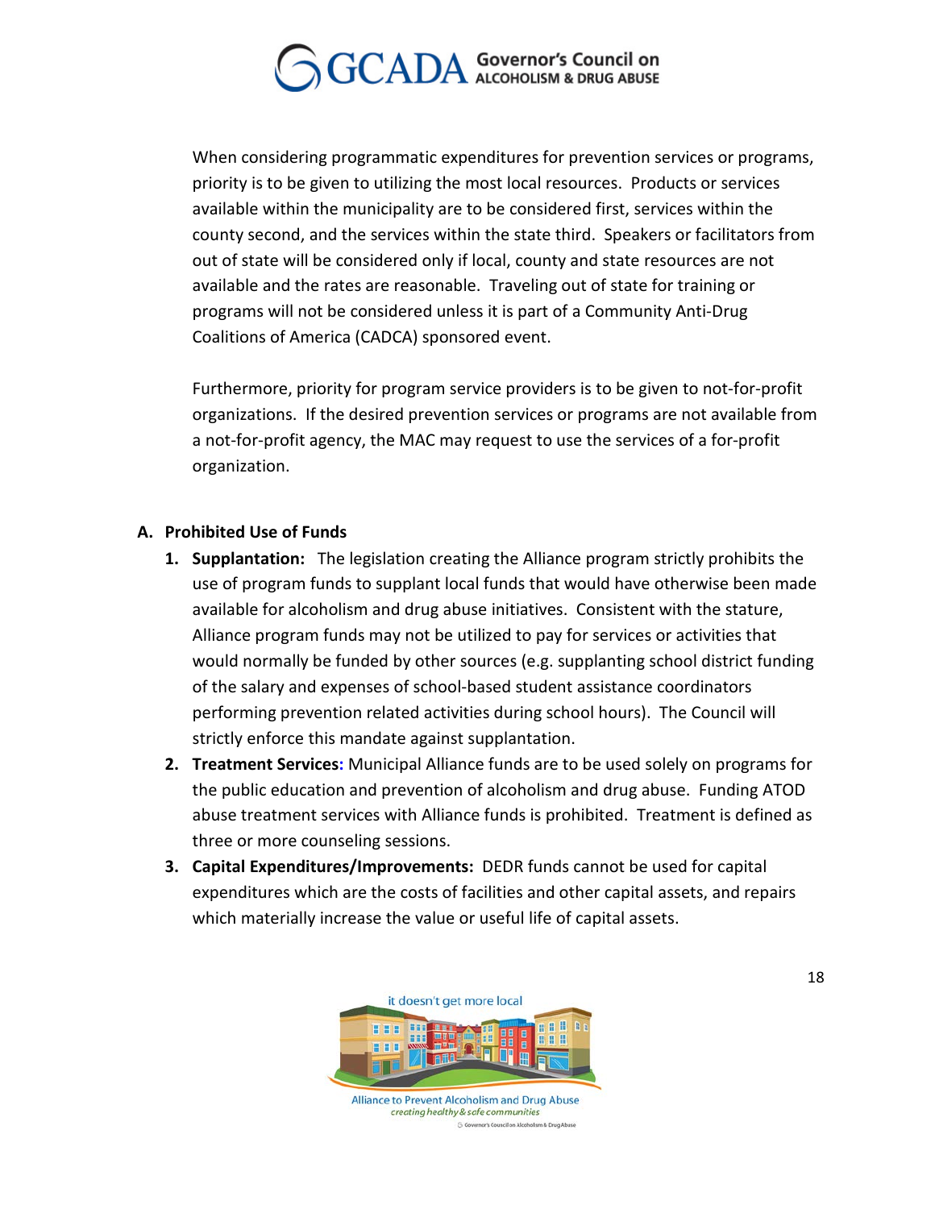When considering programmatic expenditures for prevention services or programs, priority is to be given to utilizing the most local resources. Products or services available within the municipality are to be considered first, services within the county second, and the services within the state third. Speakers or facilitators from out of state will be considered only if local, county and state resources are not available and the rates are reasonable. Traveling out of state for training or programs will not be considered unless it is part of a Community Anti-Drug Coalitions of America (CADCA) sponsored event.

Furthermore, priority for program service providers is to be given to not-for-profit organizations. If the desired prevention services or programs are not available from a not-for-profit agency, the MAC may request to use the services of a for-profit organization.

**A. Prohibited Use of Funds**

1. **Supplantation:** The legislation creating the Alliance program strictly prohibits the use of program funds to supplant local funds that would have otherwise been made available for alcoholism and drug abuse initiatives. Consistent with the stature, Alliance program funds may not be utilized to pay for services or activities that would normally be funded by other sources (e.g. supplanting school district funding of the salary and expenses of school-based student assistance coordinators performing prevention related activities during school hours). The Council will strictly enforce this mandate against supplantation.
2. **Treatment Services:** Municipal Alliance funds are to be used solely on programs for the public education and prevention of alcoholism and drug abuse. Funding ATOD abuse treatment services with Alliance funds is prohibited. Treatment is defined as three or more counseling sessions.
3. **Capital Expenditures/Improvements:** DEDR funds cannot be used for capital expenditures which are the costs of facilities and other capital assets, and repairs which materially increase the value or useful life of capital assets.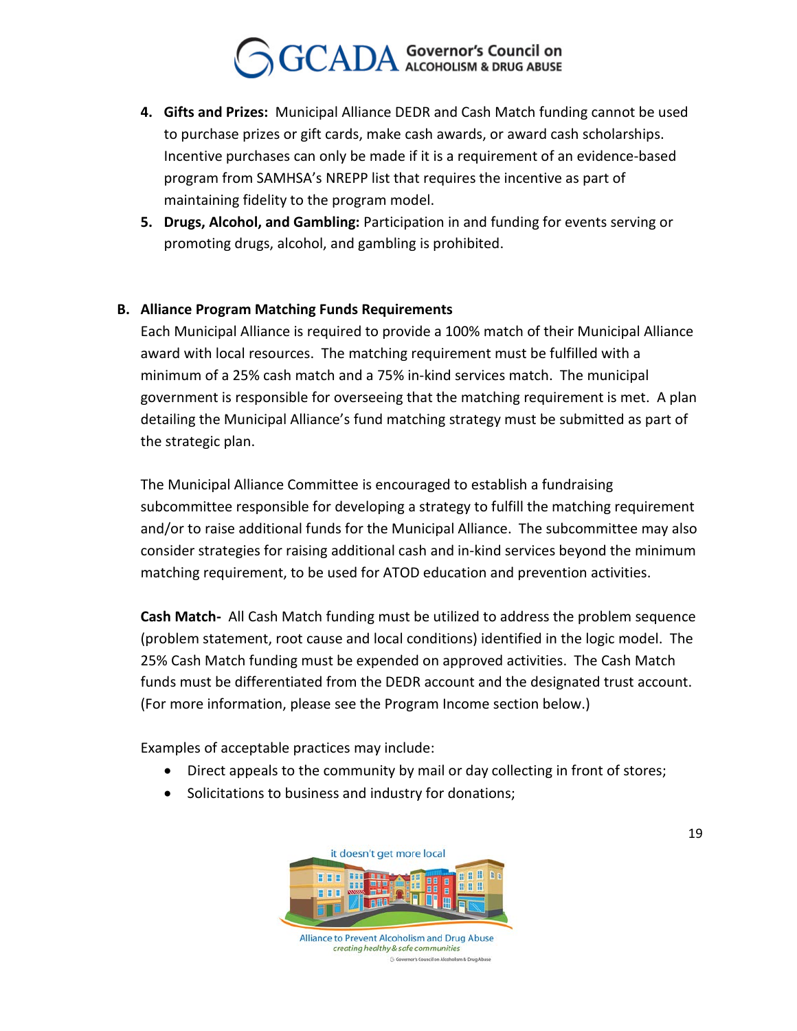4. **Gifts and Prizes:** Municipal Alliance DEDR and Cash Match funding cannot be used to purchase prizes or gift cards, make cash awards, or award cash scholarships. Incentive purchases can only be made if it is a requirement of an evidence-based program from SAMHSA's NREPP list that requires the incentive as part of maintaining fidelity to the program model.
5. **Drugs, Alcohol, and Gambling:** Participation in and funding for events serving or promoting drugs, alcohol, and gambling is prohibited.

### B. Alliance Program Matching Funds Requirements

Each Municipal Alliance is required to provide a 100% match of their Municipal Alliance award with local resources. The matching requirement must be fulfilled with a minimum of a 25% cash match and a 75% in-kind services match. The municipal government is responsible for overseeing that the matching requirement is met. A plan detailing the Municipal Alliance's fund matching strategy must be submitted as part of the strategic plan.

The Municipal Alliance Committee is encouraged to establish a fundraising subcommittee responsible for developing a strategy to fulfill the matching requirement and/or to raise additional funds for the Municipal Alliance. The subcommittee may also consider strategies for raising additional cash and in-kind services beyond the minimum matching requirement, to be used for ATOD education and prevention activities.

**Cash Match-** All Cash Match funding must be utilized to address the problem sequence (problem statement, root cause and local conditions) identified in the logic model. The 25% Cash Match funding must be expended on approved activities. The Cash Match funds must be differentiated from the DEDR account and the designated trust account. (For more information, please see the Program Income section below.)

Examples of acceptable practices may include:

- Direct appeals to the community by mail or day collecting in front of stores;
- Solicitations to business and industry for donations;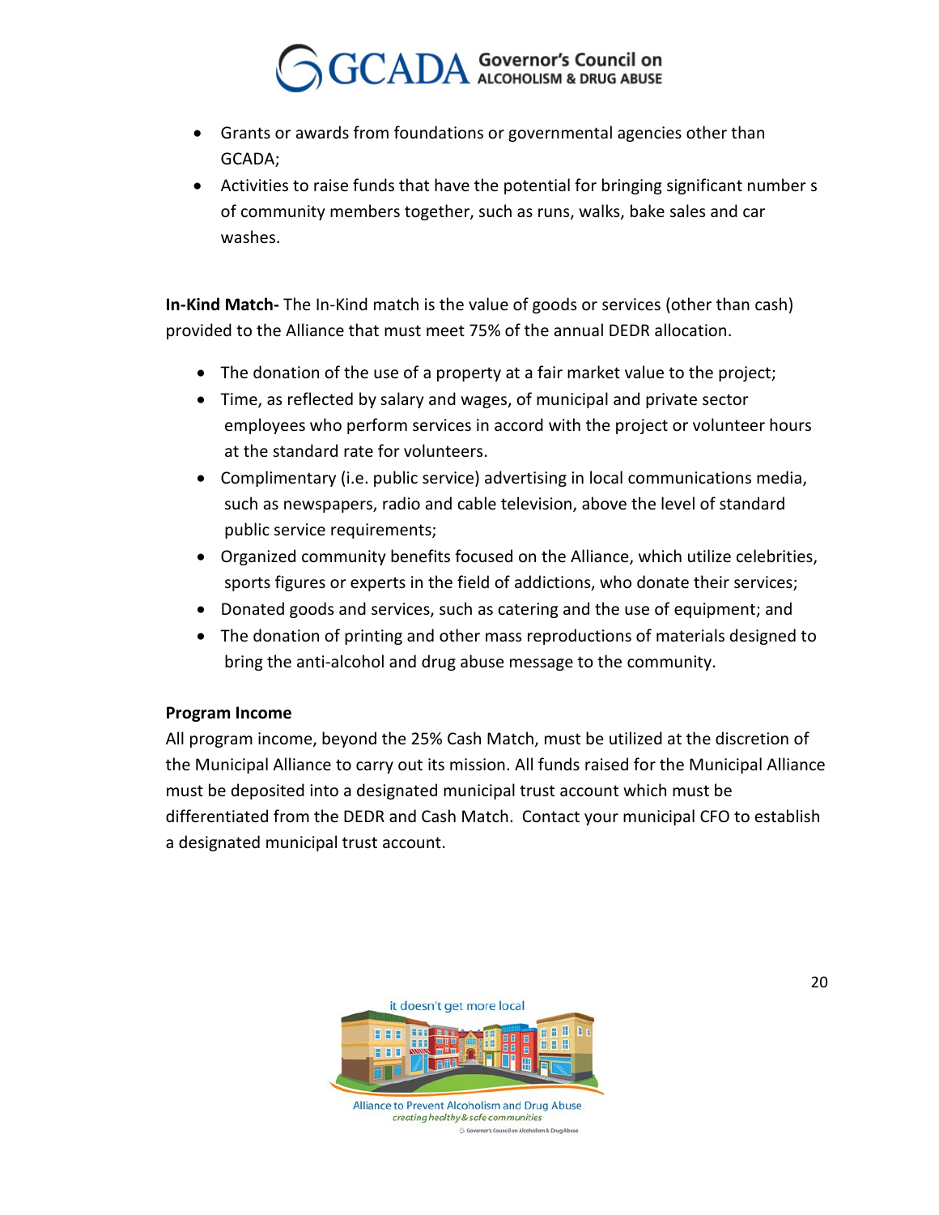- Grants or awards from foundations or governmental agencies other than GCADA;
- Activities to raise funds that have the potential for bringing significant number s of community members together, such as runs, walks, bake sales and car washes.

**In-Kind Match-** The In-Kind match is the value of goods or services (other than cash) provided to the Alliance that must meet 75% of the annual DEDR allocation.

- The donation of the use of a property at a fair market value to the project;
- Time, as reflected by salary and wages, of municipal and private sector employees who perform services in accord with the project or volunteer hours at the standard rate for volunteers.
- Complimentary (i.e. public service) advertising in local communications media, such as newspapers, radio and cable television, above the level of standard public service requirements;
- Organized community benefits focused on the Alliance, which utilize celebrities, sports figures or experts in the field of addictions, who donate their services;
- Donated goods and services, such as catering and the use of equipment; and
- The donation of printing and other mass reproductions of materials designed to bring the anti-alcohol and drug abuse message to the community.

**Program Income**

All program income, beyond the 25% Cash Match, must be utilized at the discretion of the Municipal Alliance to carry out its mission. All funds raised for the Municipal Alliance must be deposited into a designated municipal trust account which must be differentiated from the DEDR and Cash Match. Contact your municipal CFO to establish a designated municipal trust account.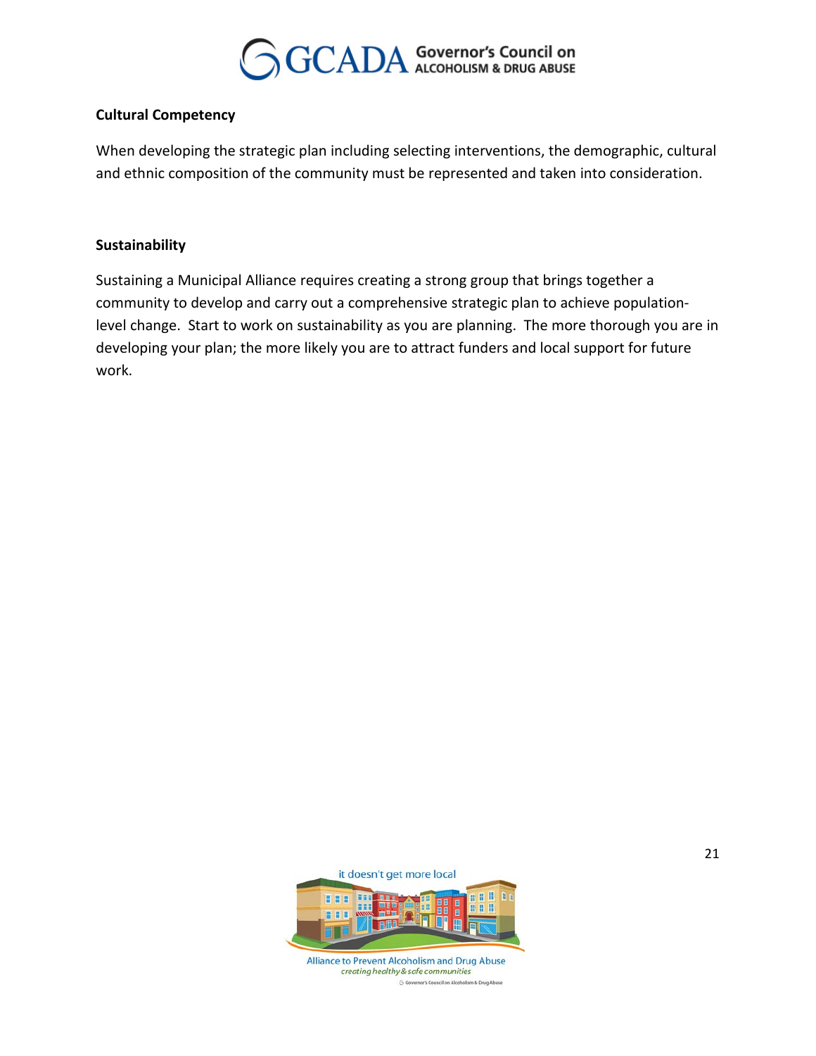### Cultural Competency

When developing the strategic plan including selecting interventions, the demographic, cultural and ethnic composition of the community must be represented and taken into consideration.

### Sustainability

Sustaining a Municipal Alliance requires creating a strong group that brings together a community to develop and carry out a comprehensive strategic plan to achieve population-level change. Start to work on sustainability as you are planning. The more thorough you are in developing your plan; the more likely you are to attract funders and local support for future work.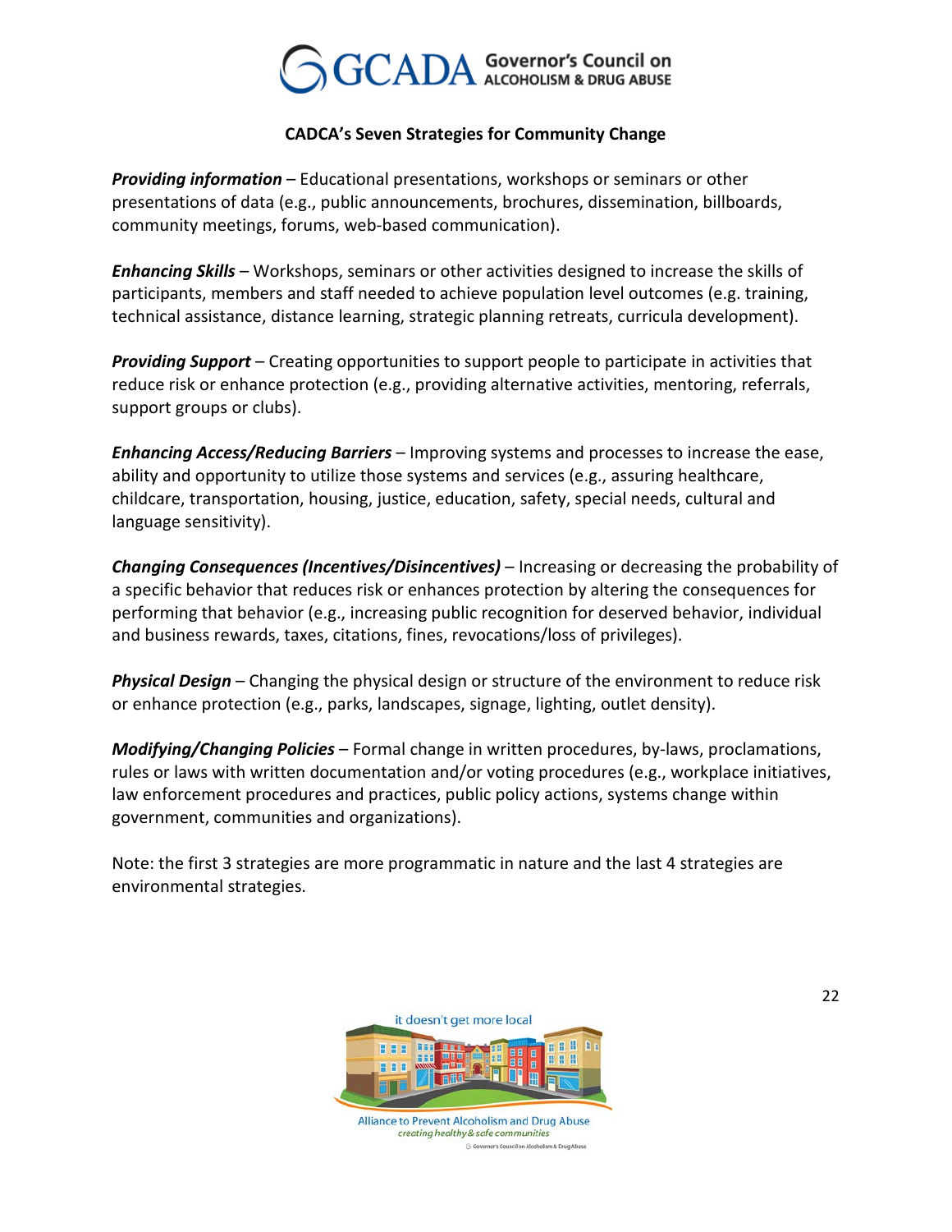## CADCA's Seven Strategies for Community Change

***Providing information*** – Educational presentations, workshops or seminars or other presentations of data (e.g., public announcements, brochures, dissemination, billboards, community meetings, forums, web-based communication).

***Enhancing Skills*** – Workshops, seminars or other activities designed to increase the skills of participants, members and staff needed to achieve population level outcomes (e.g. training, technical assistance, distance learning, strategic planning retreats, curricula development).

***Providing Support*** – Creating opportunities to support people to participate in activities that reduce risk or enhance protection (e.g., providing alternative activities, mentoring, referrals, support groups or clubs).

***Enhancing Access/Reducing Barriers*** – Improving systems and processes to increase the ease, ability and opportunity to utilize those systems and services (e.g., assuring healthcare, childcare, transportation, housing, justice, education, safety, special needs, cultural and language sensitivity).

***Changing Consequences (Incentives/Disincentives)*** – Increasing or decreasing the probability of a specific behavior that reduces risk or enhances protection by altering the consequences for performing that behavior (e.g., increasing public recognition for deserved behavior, individual and business rewards, taxes, citations, fines, revocations/loss of privileges).

***Physical Design*** – Changing the physical design or structure of the environment to reduce risk or enhance protection (e.g., parks, landscapes, signage, lighting, outlet density).

***Modifying/Changing Policies*** – Formal change in written procedures, by-laws, proclamations, rules or laws with written documentation and/or voting procedures (e.g., workplace initiatives, law enforcement procedures and practices, public policy actions, systems change within government, communities and organizations).

Note: the first 3 strategies are more programmatic in nature and the last 4 strategies are environmental strategies.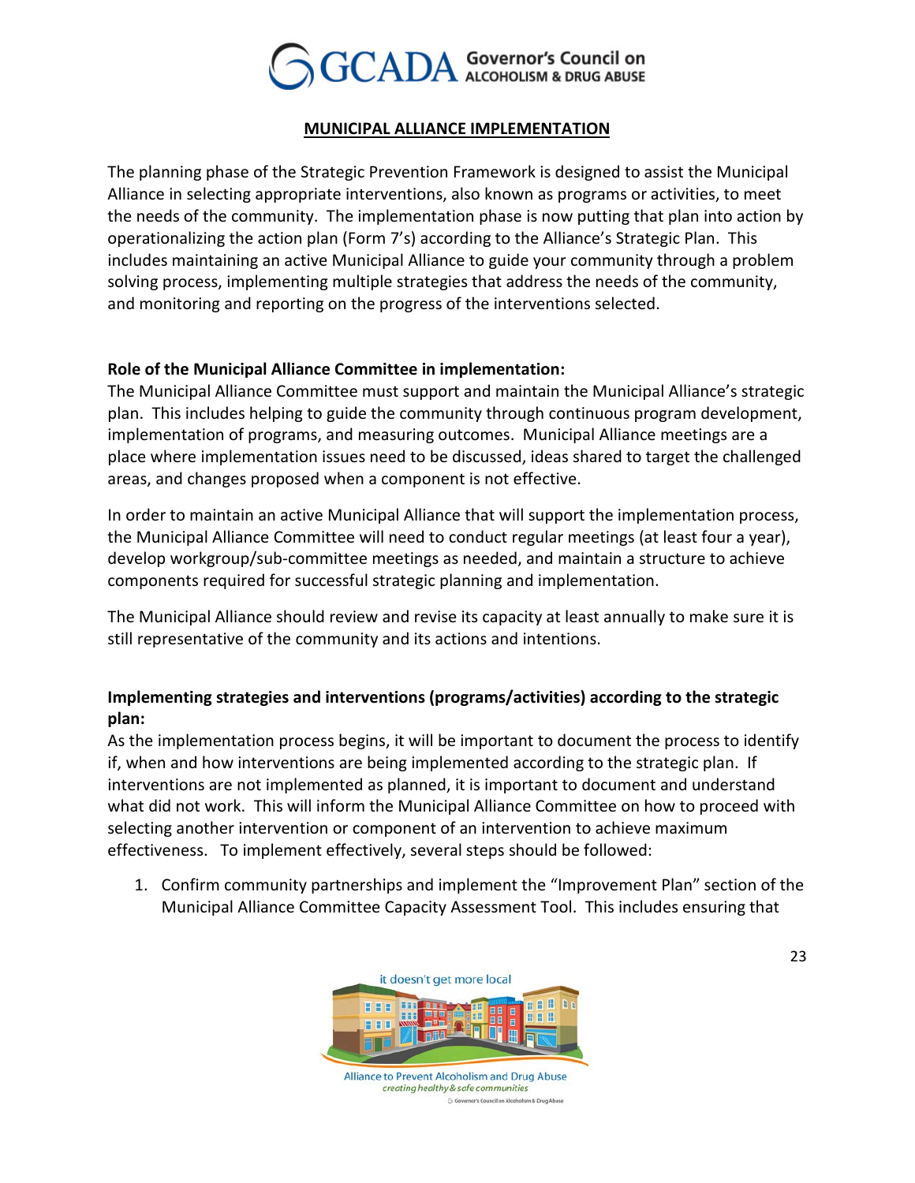## MUNICIPAL ALLIANCE IMPLEMENTATION

The planning phase of the Strategic Prevention Framework is designed to assist the Municipal Alliance in selecting appropriate interventions, also known as programs or activities, to meet the needs of the community. The implementation phase is now putting that plan into action by operationalizing the action plan (Form 7's) according to the Alliance's Strategic Plan. This includes maintaining an active Municipal Alliance to guide your community through a problem solving process, implementing multiple strategies that address the needs of the community, and monitoring and reporting on the progress of the interventions selected.

### Role of the Municipal Alliance Committee in implementation:

The Municipal Alliance Committee must support and maintain the Municipal Alliance's strategic plan. This includes helping to guide the community through continuous program development, implementation of programs, and measuring outcomes. Municipal Alliance meetings are a place where implementation issues need to be discussed, ideas shared to target the challenged areas, and changes proposed when a component is not effective.

In order to maintain an active Municipal Alliance that will support the implementation process, the Municipal Alliance Committee will need to conduct regular meetings (at least four a year), develop workgroup/sub-committee meetings as needed, and maintain a structure to achieve components required for successful strategic planning and implementation.

The Municipal Alliance should review and revise its capacity at least annually to make sure it is still representative of the community and its actions and intentions.

### Implementing strategies and interventions (programs/activities) according to the strategic plan:

As the implementation process begins, it will be important to document the process to identify if, when and how interventions are being implemented according to the strategic plan. If interventions are not implemented as planned, it is important to document and understand what did not work. This will inform the Municipal Alliance Committee on how to proceed with selecting another intervention or component of an intervention to achieve maximum effectiveness. To implement effectively, several steps should be followed:

1. Confirm community partnerships and implement the "Improvement Plan" section of the Municipal Alliance Committee Capacity Assessment Tool. This includes ensuring that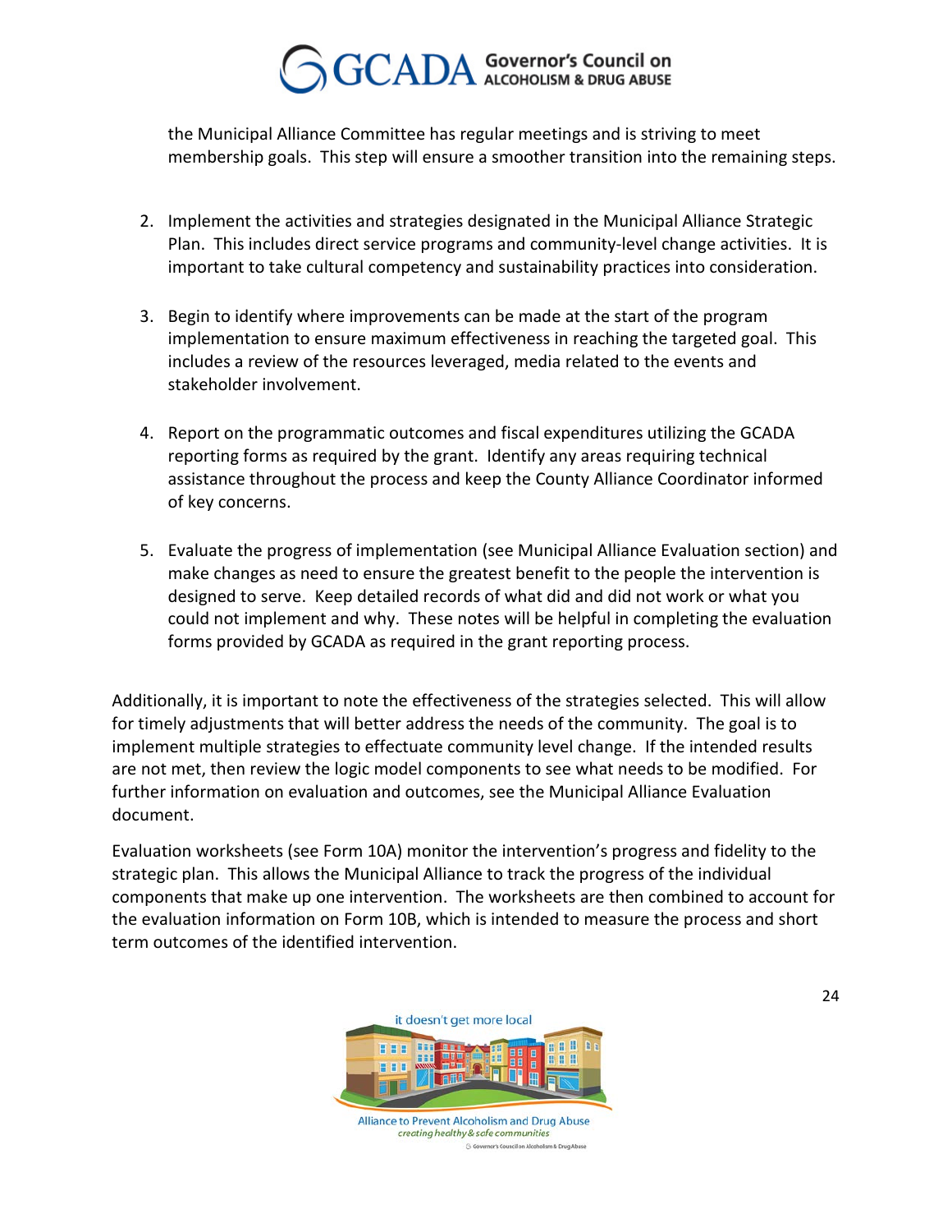the Municipal Alliance Committee has regular meetings and is striving to meet membership goals. This step will ensure a smoother transition into the remaining steps.

2. Implement the activities and strategies designated in the Municipal Alliance Strategic Plan. This includes direct service programs and community-level change activities. It is important to take cultural competency and sustainability practices into consideration.

3. Begin to identify where improvements can be made at the start of the program implementation to ensure maximum effectiveness in reaching the targeted goal. This includes a review of the resources leveraged, media related to the events and stakeholder involvement.

4. Report on the programmatic outcomes and fiscal expenditures utilizing the GCADA reporting forms as required by the grant. Identify any areas requiring technical assistance throughout the process and keep the County Alliance Coordinator informed of key concerns.

5. Evaluate the progress of implementation (see Municipal Alliance Evaluation section) and make changes as need to ensure the greatest benefit to the people the intervention is designed to serve. Keep detailed records of what did and did not work or what you could not implement and why. These notes will be helpful in completing the evaluation forms provided by GCADA as required in the grant reporting process.

Additionally, it is important to note the effectiveness of the strategies selected. This will allow for timely adjustments that will better address the needs of the community. The goal is to implement multiple strategies to effectuate community level change. If the intended results are not met, then review the logic model components to see what needs to be modified. For further information on evaluation and outcomes, see the Municipal Alliance Evaluation document.

Evaluation worksheets (see Form 10A) monitor the intervention's progress and fidelity to the strategic plan. This allows the Municipal Alliance to track the progress of the individual components that make up one intervention. The worksheets are then combined to account for the evaluation information on Form 10B, which is intended to measure the process and short term outcomes of the identified intervention.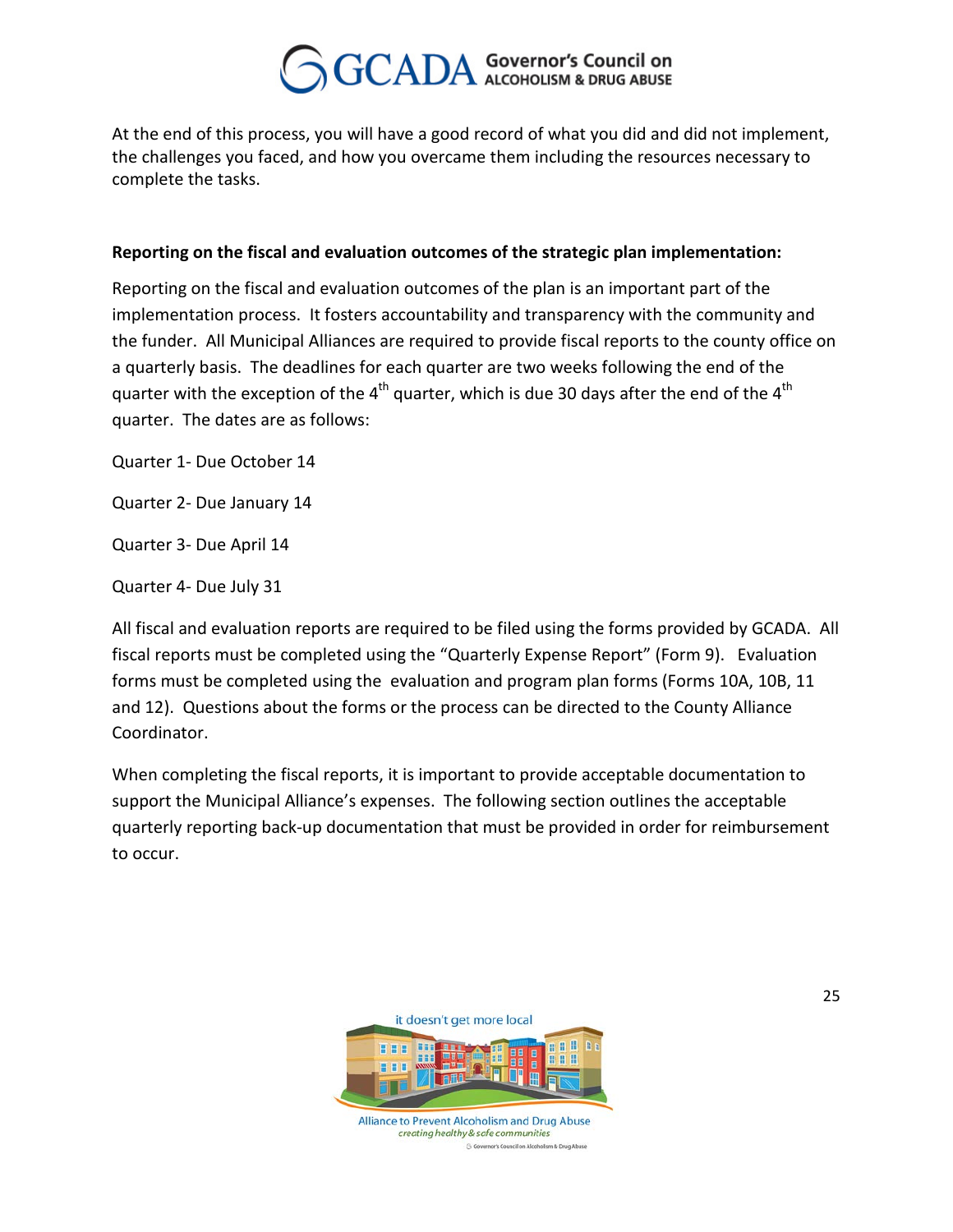At the end of this process, you will have a good record of what you did and did not implement, the challenges you faced, and how you overcame them including the resources necessary to complete the tasks.

**Reporting on the fiscal and evaluation outcomes of the strategic plan implementation:**

Reporting on the fiscal and evaluation outcomes of the plan is an important part of the implementation process. It fosters accountability and transparency with the community and the funder. All Municipal Alliances are required to provide fiscal reports to the county office on a quarterly basis. The deadlines for each quarter are two weeks following the end of the quarter with the exception of the 4th quarter, which is due 30 days after the end of the 4th quarter. The dates are as follows:

Quarter 1- Due October 14

Quarter 2- Due January 14

Quarter 3- Due April 14

Quarter 4- Due July 31

All fiscal and evaluation reports are required to be filed using the forms provided by GCADA. All fiscal reports must be completed using the "Quarterly Expense Report" (Form 9). Evaluation forms must be completed using the evaluation and program plan forms (Forms 10A, 10B, 11 and 12). Questions about the forms or the process can be directed to the County Alliance Coordinator.

When completing the fiscal reports, it is important to provide acceptable documentation to support the Municipal Alliance's expenses. The following section outlines the acceptable quarterly reporting back-up documentation that must be provided in order for reimbursement to occur.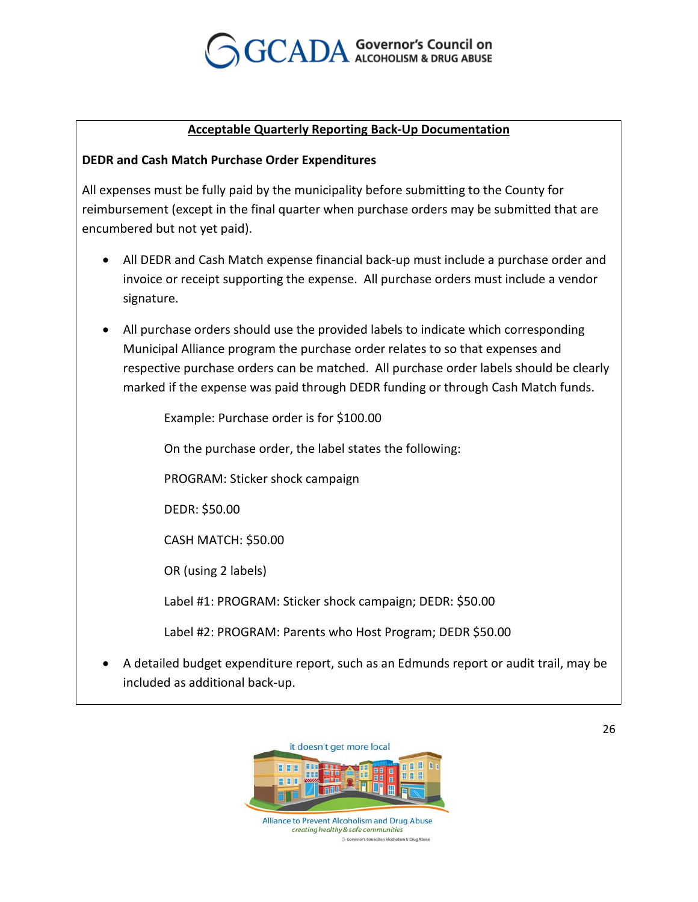## Acceptable Quarterly Reporting Back-Up Documentation

**DEDR and Cash Match Purchase Order Expenditures**

All expenses must be fully paid by the municipality before submitting to the County for reimbursement (except in the final quarter when purchase orders may be submitted that are encumbered but not yet paid).

- All DEDR and Cash Match expense financial back-up must include a purchase order and invoice or receipt supporting the expense. All purchase orders must include a vendor signature.
- All purchase orders should use the provided labels to indicate which corresponding Municipal Alliance program the purchase order relates to so that expenses and respective purchase orders can be matched. All purchase order labels should be clearly marked if the expense was paid through DEDR funding or through Cash Match funds.

  Example: Purchase order is for $100.00

  On the purchase order, the label states the following:

  PROGRAM: Sticker shock campaign

  DEDR: $50.00

  CASH MATCH: $50.00

  OR (using 2 labels)

  Label #1: PROGRAM: Sticker shock campaign; DEDR: $50.00

  Label #2: PROGRAM: Parents who Host Program; DEDR $50.00

- A detailed budget expenditure report, such as an Edmunds report or audit trail, may be included as additional back-up.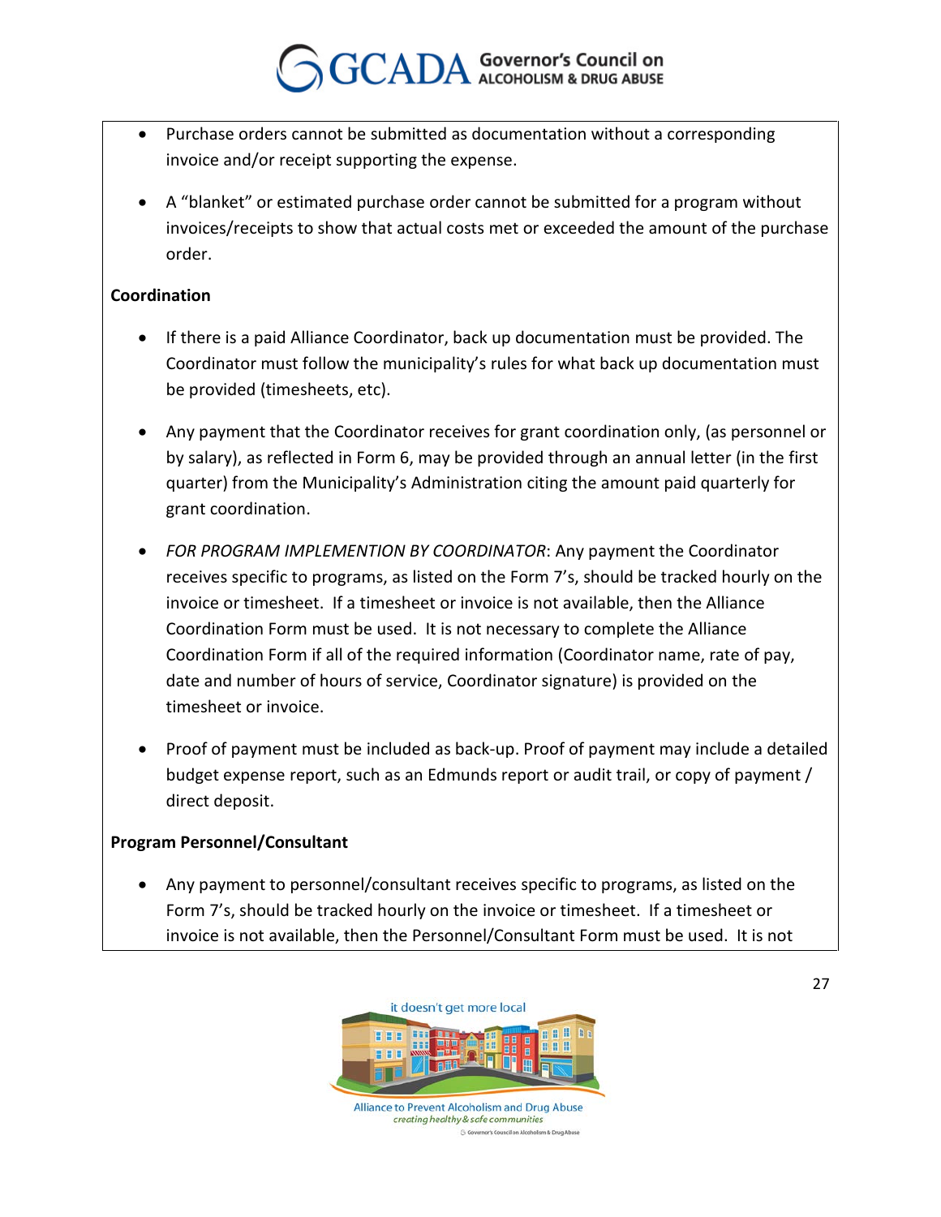- Purchase orders cannot be submitted as documentation without a corresponding invoice and/or receipt supporting the expense.
- A "blanket" or estimated purchase order cannot be submitted for a program without invoices/receipts to show that actual costs met or exceeded the amount of the purchase order.

**Coordination**

- If there is a paid Alliance Coordinator, back up documentation must be provided. The Coordinator must follow the municipality's rules for what back up documentation must be provided (timesheets, etc).
- Any payment that the Coordinator receives for grant coordination only, (as personnel or by salary), as reflected in Form 6, may be provided through an annual letter (in the first quarter) from the Municipality's Administration citing the amount paid quarterly for grant coordination.
- *FOR PROGRAM IMPLEMENTION BY COORDINATOR*: Any payment the Coordinator receives specific to programs, as listed on the Form 7's, should be tracked hourly on the invoice or timesheet. If a timesheet or invoice is not available, then the Alliance Coordination Form must be used. It is not necessary to complete the Alliance Coordination Form if all of the required information (Coordinator name, rate of pay, date and number of hours of service, Coordinator signature) is provided on the timesheet or invoice.
- Proof of payment must be included as back-up. Proof of payment may include a detailed budget expense report, such as an Edmunds report or audit trail, or copy of payment / direct deposit.

**Program Personnel/Consultant**

- Any payment to personnel/consultant receives specific to programs, as listed on the Form 7's, should be tracked hourly on the invoice or timesheet. If a timesheet or invoice is not available, then the Personnel/Consultant Form must be used. It is not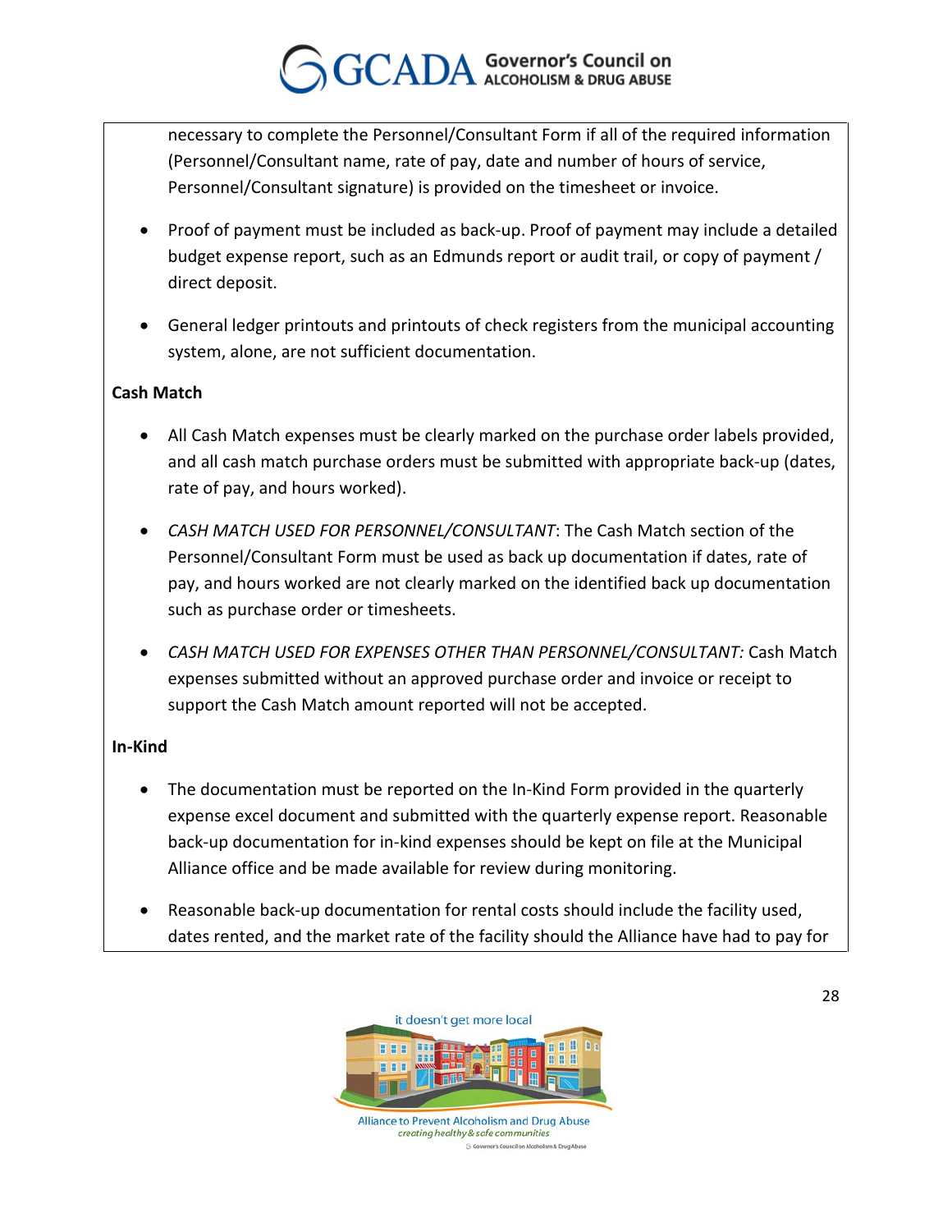necessary to complete the Personnel/Consultant Form if all of the required information (Personnel/Consultant name, rate of pay, date and number of hours of service, Personnel/Consultant signature) is provided on the timesheet or invoice.

- Proof of payment must be included as back-up. Proof of payment may include a detailed budget expense report, such as an Edmunds report or audit trail, or copy of payment / direct deposit.
- General ledger printouts and printouts of check registers from the municipal accounting system, alone, are not sufficient documentation.

**Cash Match**

- All Cash Match expenses must be clearly marked on the purchase order labels provided, and all cash match purchase orders must be submitted with appropriate back-up (dates, rate of pay, and hours worked).
- *CASH MATCH USED FOR PERSONNEL/CONSULTANT*: The Cash Match section of the Personnel/Consultant Form must be used as back up documentation if dates, rate of pay, and hours worked are not clearly marked on the identified back up documentation such as purchase order or timesheets.
- *CASH MATCH USED FOR EXPENSES OTHER THAN PERSONNEL/CONSULTANT:* Cash Match expenses submitted without an approved purchase order and invoice or receipt to support the Cash Match amount reported will not be accepted.

**In-Kind**

- The documentation must be reported on the In-Kind Form provided in the quarterly expense excel document and submitted with the quarterly expense report. Reasonable back-up documentation for in-kind expenses should be kept on file at the Municipal Alliance office and be made available for review during monitoring.
- Reasonable back-up documentation for rental costs should include the facility used, dates rented, and the market rate of the facility should the Alliance have had to pay for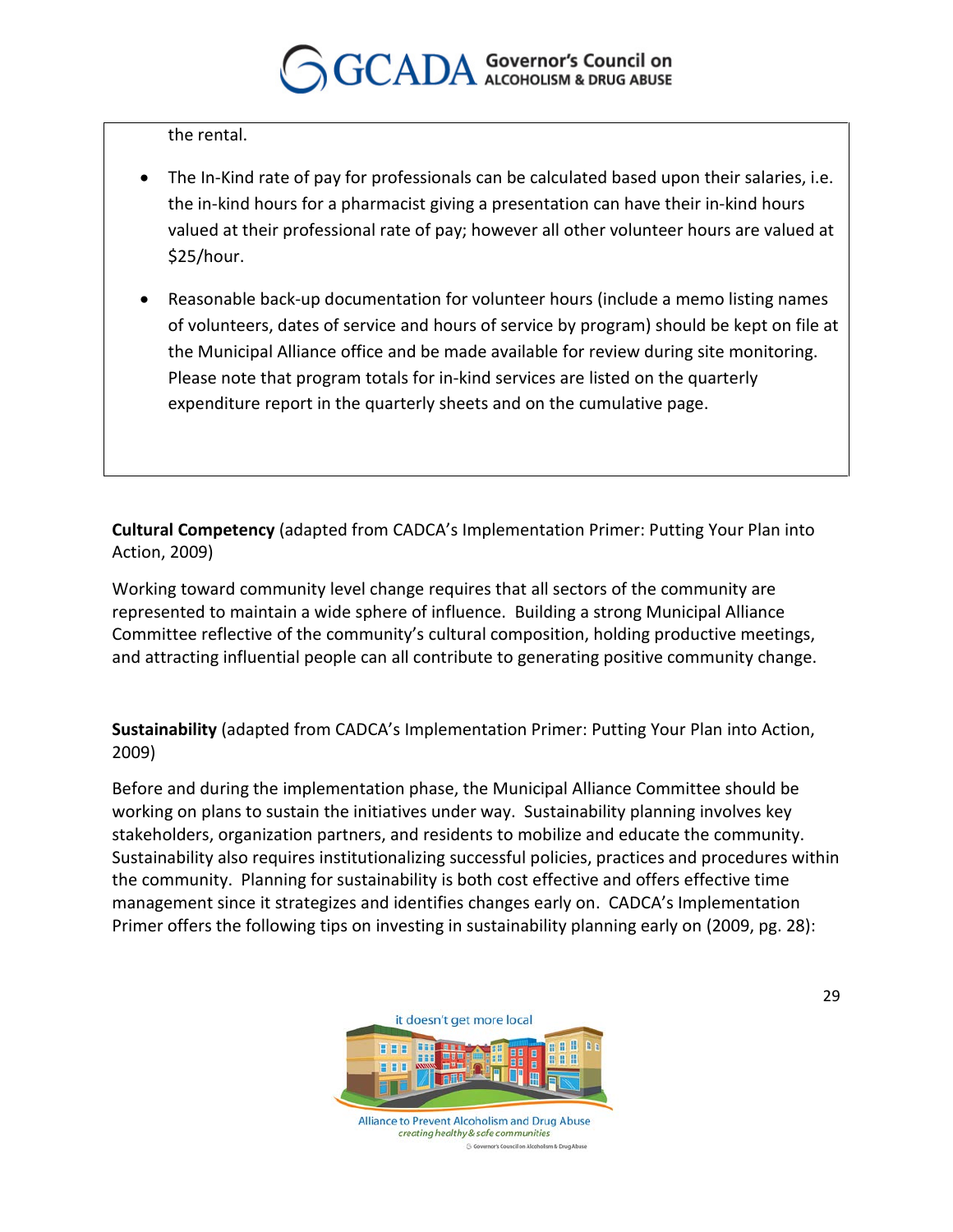the rental.

- The In-Kind rate of pay for professionals can be calculated based upon their salaries, i.e. the in-kind hours for a pharmacist giving a presentation can have their in-kind hours valued at their professional rate of pay; however all other volunteer hours are valued at $25/hour.
- Reasonable back-up documentation for volunteer hours (include a memo listing names of volunteers, dates of service and hours of service by program) should be kept on file at the Municipal Alliance office and be made available for review during site monitoring. Please note that program totals for in-kind services are listed on the quarterly expenditure report in the quarterly sheets and on the cumulative page.

**Cultural Competency** (adapted from CADCA's Implementation Primer: Putting Your Plan into Action, 2009)

Working toward community level change requires that all sectors of the community are represented to maintain a wide sphere of influence. Building a strong Municipal Alliance Committee reflective of the community's cultural composition, holding productive meetings, and attracting influential people can all contribute to generating positive community change.

**Sustainability** (adapted from CADCA's Implementation Primer: Putting Your Plan into Action, 2009)

Before and during the implementation phase, the Municipal Alliance Committee should be working on plans to sustain the initiatives under way. Sustainability planning involves key stakeholders, organization partners, and residents to mobilize and educate the community. Sustainability also requires institutionalizing successful policies, practices and procedures within the community. Planning for sustainability is both cost effective and offers effective time management since it strategizes and identifies changes early on. CADCA's Implementation Primer offers the following tips on investing in sustainability planning early on (2009, pg. 28):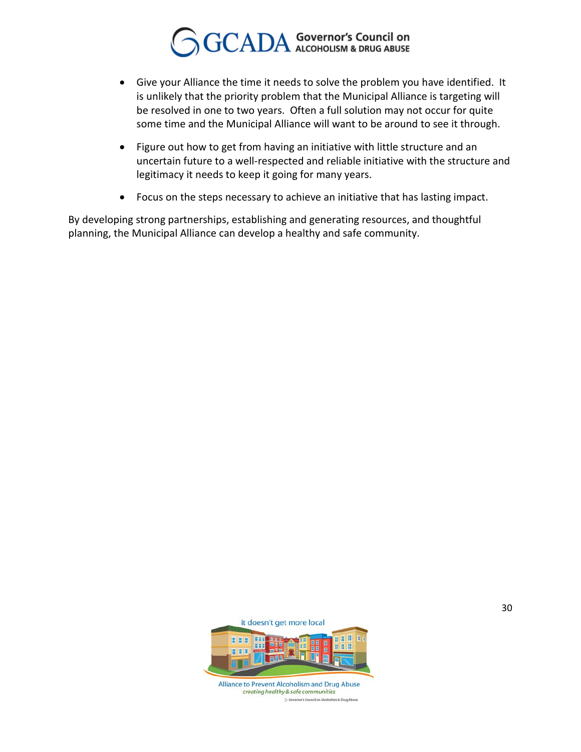- Give your Alliance the time it needs to solve the problem you have identified. It is unlikely that the priority problem that the Municipal Alliance is targeting will be resolved in one to two years. Often a full solution may not occur for quite some time and the Municipal Alliance will want to be around to see it through.
- Figure out how to get from having an initiative with little structure and an uncertain future to a well-respected and reliable initiative with the structure and legitimacy it needs to keep it going for many years.
- Focus on the steps necessary to achieve an initiative that has lasting impact.

By developing strong partnerships, establishing and generating resources, and thoughtful planning, the Municipal Alliance can develop a healthy and safe community.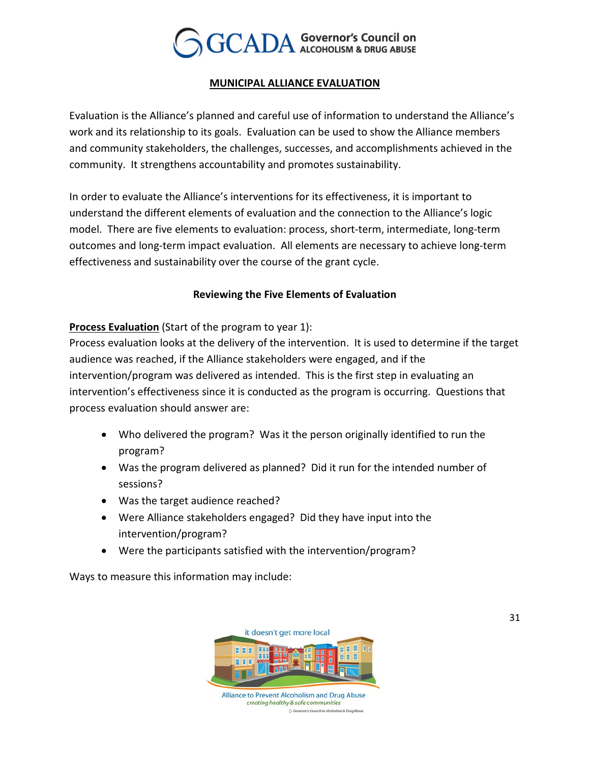## MUNICIPAL ALLIANCE EVALUATION

Evaluation is the Alliance's planned and careful use of information to understand the Alliance's work and its relationship to its goals. Evaluation can be used to show the Alliance members and community stakeholders, the challenges, successes, and accomplishments achieved in the community. It strengthens accountability and promotes sustainability.

In order to evaluate the Alliance's interventions for its effectiveness, it is important to understand the different elements of evaluation and the connection to the Alliance's logic model. There are five elements to evaluation: process, short-term, intermediate, long-term outcomes and long-term impact evaluation. All elements are necessary to achieve long-term effectiveness and sustainability over the course of the grant cycle.

### Reviewing the Five Elements of Evaluation

**Process Evaluation** (Start of the program to year 1):
Process evaluation looks at the delivery of the intervention. It is used to determine if the target audience was reached, if the Alliance stakeholders were engaged, and if the intervention/program was delivered as intended. This is the first step in evaluating an intervention's effectiveness since it is conducted as the program is occurring. Questions that process evaluation should answer are:

- Who delivered the program? Was it the person originally identified to run the program?
- Was the program delivered as planned? Did it run for the intended number of sessions?
- Was the target audience reached?
- Were Alliance stakeholders engaged? Did they have input into the intervention/program?
- Were the participants satisfied with the intervention/program?

Ways to measure this information may include: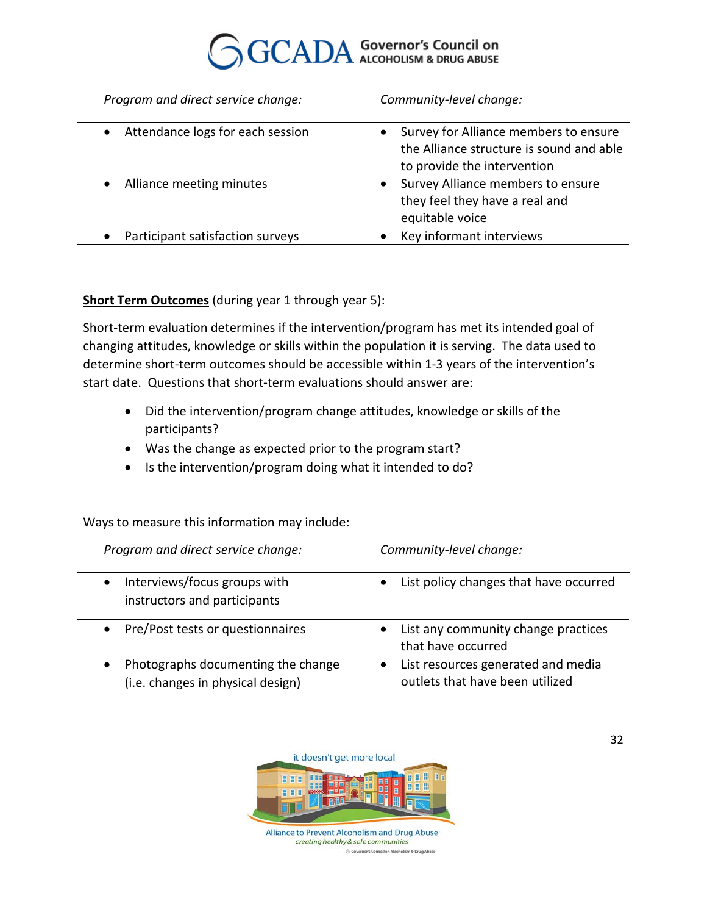| *Program and direct service change:* | *Community-level change:* |
|---|---|
| • Attendance logs for each session | • Survey for Alliance members to ensure the Alliance structure is sound and able to provide the intervention |
| • Alliance meeting minutes | • Survey Alliance members to ensure they feel they have a real and equitable voice |
| • Participant satisfaction surveys | • Key informant interviews |

**<u>Short Term Outcomes</u>** (during year 1 through year 5):

Short-term evaluation determines if the intervention/program has met its intended goal of changing attitudes, knowledge or skills within the population it is serving. The data used to determine short-term outcomes should be accessible within 1-3 years of the intervention's start date. Questions that short-term evaluations should answer are:

- Did the intervention/program change attitudes, knowledge or skills of the participants?
- Was the change as expected prior to the program start?
- Is the intervention/program doing what it intended to do?

Ways to measure this information may include:

| *Program and direct service change:* | *Community-level change:* |
|---|---|
| • Interviews/focus groups with instructors and participants | • List policy changes that have occurred |
| • Pre/Post tests or questionnaires | • List any community change practices that have occurred |
| • Photographs documenting the change (i.e. changes in physical design) | • List resources generated and media outlets that have been utilized |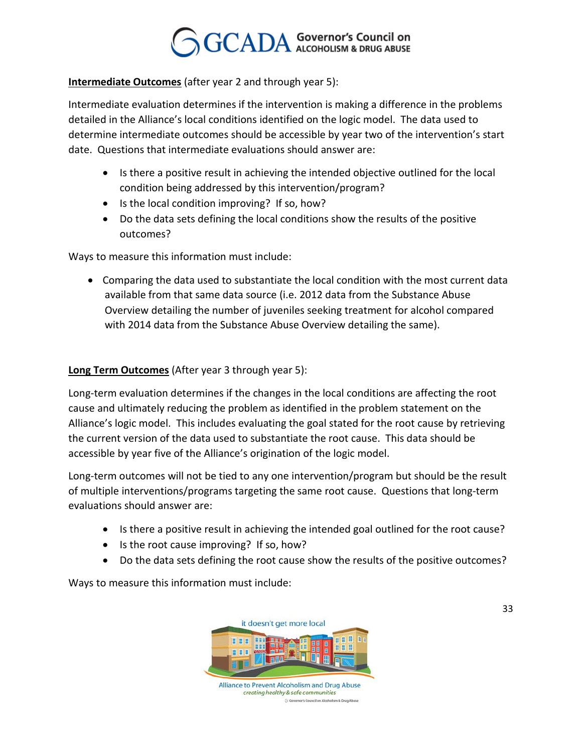**<u>Intermediate Outcomes</u>** (after year 2 and through year 5):

Intermediate evaluation determines if the intervention is making a difference in the problems detailed in the Alliance's local conditions identified on the logic model. The data used to determine intermediate outcomes should be accessible by year two of the intervention's start date. Questions that intermediate evaluations should answer are:

- Is there a positive result in achieving the intended objective outlined for the local condition being addressed by this intervention/program?
- Is the local condition improving? If so, how?
- Do the data sets defining the local conditions show the results of the positive outcomes?

Ways to measure this information must include:

- Comparing the data used to substantiate the local condition with the most current data available from that same data source (i.e. 2012 data from the Substance Abuse Overview detailing the number of juveniles seeking treatment for alcohol compared with 2014 data from the Substance Abuse Overview detailing the same).

**<u>Long Term Outcomes</u>** (After year 3 through year 5):

Long-term evaluation determines if the changes in the local conditions are affecting the root cause and ultimately reducing the problem as identified in the problem statement on the Alliance's logic model. This includes evaluating the goal stated for the root cause by retrieving the current version of the data used to substantiate the root cause. This data should be accessible by year five of the Alliance's origination of the logic model.

Long-term outcomes will not be tied to any one intervention/program but should be the result of multiple interventions/programs targeting the same root cause. Questions that long-term evaluations should answer are:

- Is there a positive result in achieving the intended goal outlined for the root cause?
- Is the root cause improving? If so, how?
- Do the data sets defining the root cause show the results of the positive outcomes?

Ways to measure this information must include: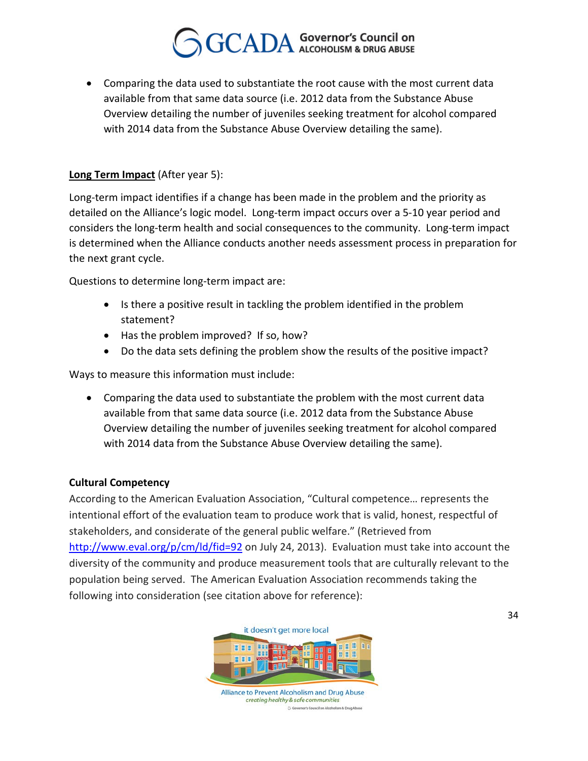- Comparing the data used to substantiate the root cause with the most current data available from that same data source (i.e. 2012 data from the Substance Abuse Overview detailing the number of juveniles seeking treatment for alcohol compared with 2014 data from the Substance Abuse Overview detailing the same).

**Long Term Impact** (After year 5):

Long-term impact identifies if a change has been made in the problem and the priority as detailed on the Alliance's logic model. Long-term impact occurs over a 5-10 year period and considers the long-term health and social consequences to the community. Long-term impact is determined when the Alliance conducts another needs assessment process in preparation for the next grant cycle.

Questions to determine long-term impact are:

- Is there a positive result in tackling the problem identified in the problem statement?
- Has the problem improved? If so, how?
- Do the data sets defining the problem show the results of the positive impact?

Ways to measure this information must include:

- Comparing the data used to substantiate the problem with the most current data available from that same data source (i.e. 2012 data from the Substance Abuse Overview detailing the number of juveniles seeking treatment for alcohol compared with 2014 data from the Substance Abuse Overview detailing the same).

**Cultural Competency**

According to the American Evaluation Association, "Cultural competence… represents the intentional effort of the evaluation team to produce work that is valid, honest, respectful of stakeholders, and considerate of the general public welfare." (Retrieved from http://www.eval.org/p/cm/ld/fid=92 on July 24, 2013). Evaluation must take into account the diversity of the community and produce measurement tools that are culturally relevant to the population being served. The American Evaluation Association recommends taking the following into consideration (see citation above for reference):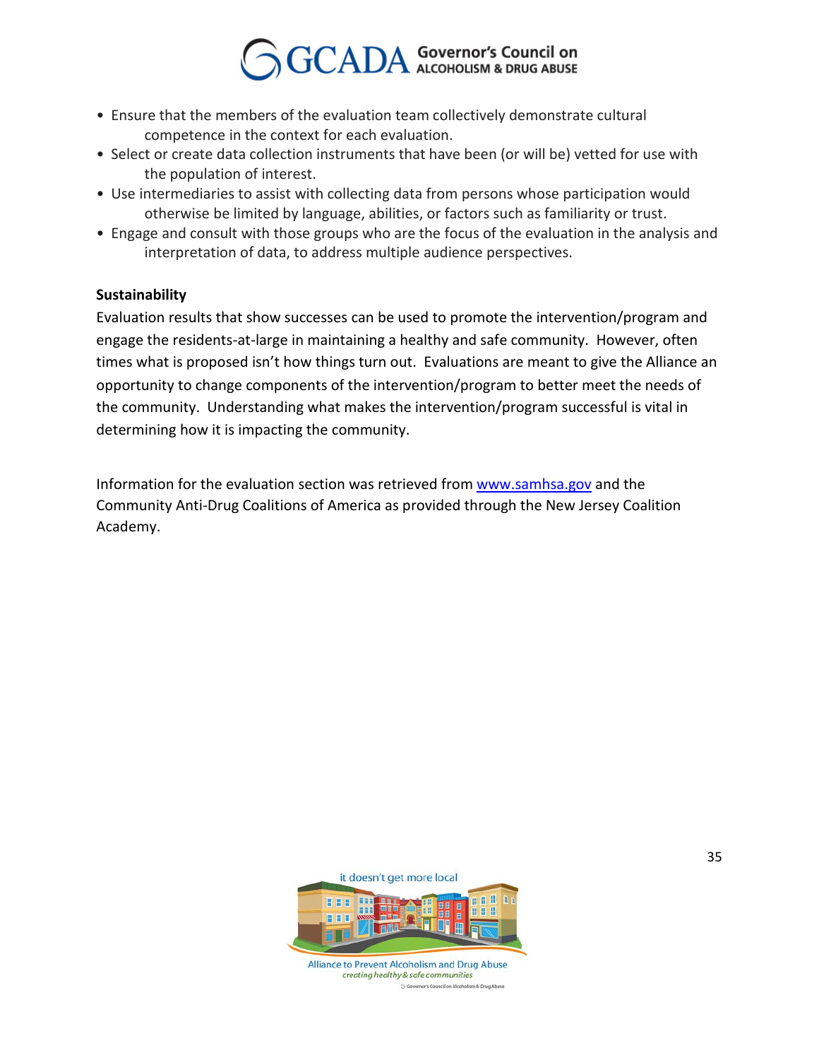- Ensure that the members of the evaluation team collectively demonstrate cultural competence in the context for each evaluation.
- Select or create data collection instruments that have been (or will be) vetted for use with the population of interest.
- Use intermediaries to assist with collecting data from persons whose participation would otherwise be limited by language, abilities, or factors such as familiarity or trust.
- Engage and consult with those groups who are the focus of the evaluation in the analysis and interpretation of data, to address multiple audience perspectives.

**Sustainability**

Evaluation results that show successes can be used to promote the intervention/program and engage the residents-at-large in maintaining a healthy and safe community. However, often times what is proposed isn't how things turn out. Evaluations are meant to give the Alliance an opportunity to change components of the intervention/program to better meet the needs of the community. Understanding what makes the intervention/program successful is vital in determining how it is impacting the community.

Information for the evaluation section was retrieved from [www.samhsa.gov](http://www.samhsa.gov) and the Community Anti-Drug Coalitions of America as provided through the New Jersey Coalition Academy.